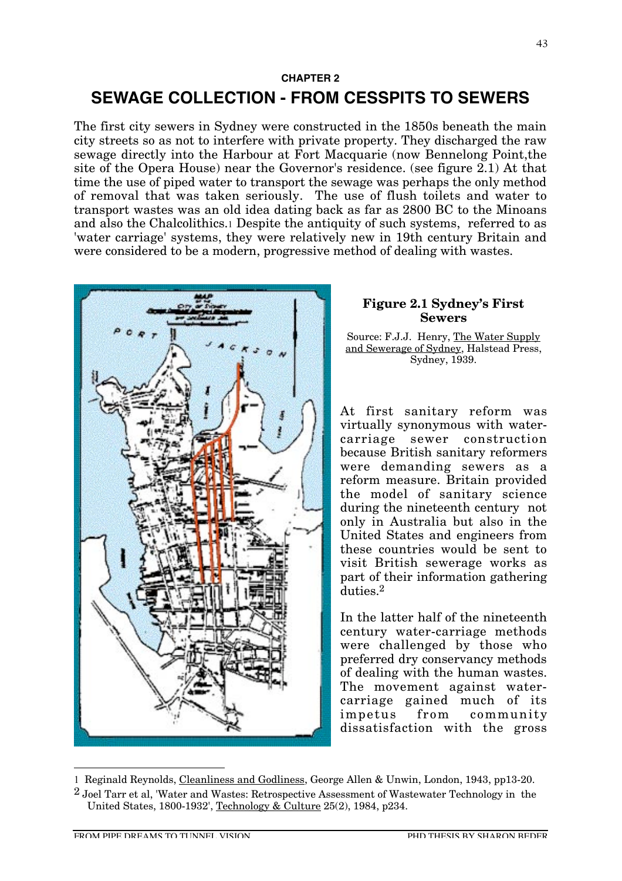CHAPTER 2

# SEWAGE COLLECTION - FROM CESSPITS TO SEWERS

The first city sewers in Sydney were constructed in the 1850s beneath the main city streets so as not to interfere with private property. They discharged the raw sewage directly into the Harbour at Fort Macquarie (now Bennelong Point,the site of the Opera House) near the Governor's residence. (see figure 2.1) At that time the use of piped water to transport the sewage was perhaps the only method of removal that was taken seriously. The use of flush toilets and water to transport wastes was an old idea dating back as far as 2800 BC to the Minoans and also the Chalcolithics.[1] Despite the antiquity of such systems, referred to as 'water carriage' systems, they were relatively new in 19th century Britain and were considered to be a modern, progressive method of dealing with wastes.

**Figure 2.1 Sydney's First Sewers**

Source: F.J.J. Henry, The Water Supply and Sewerage of Sydney, Halstead Press, Sydney, 1939.

At first sanitary reform was virtually synonymous with water-carriage sewer construction because British sanitary reformers were demanding sewers as a reform measure. Britain provided the model of sanitary science during the nineteenth century not only in Australia but also in the United States and engineers from these countries would be sent to visit British sewerage works as part of their information gathering duties.[2]

In the latter half of the nineteenth century water-carriage methods were challenged by those who preferred dry conservancy methods of dealing with the human wastes. The movement against water-carriage gained much of its impetus from community dissatisfaction with the gross

---

1 Reginald Reynolds, Cleanliness and Godliness, George Allen & Unwin, London, 1943, pp13-20.

2 Joel Tarr et al, 'Water and Wastes: Retrospective Assessment of Wastewater Technology in the United States, 1800-1932', Technology & Culture 25(2), 1984, p234.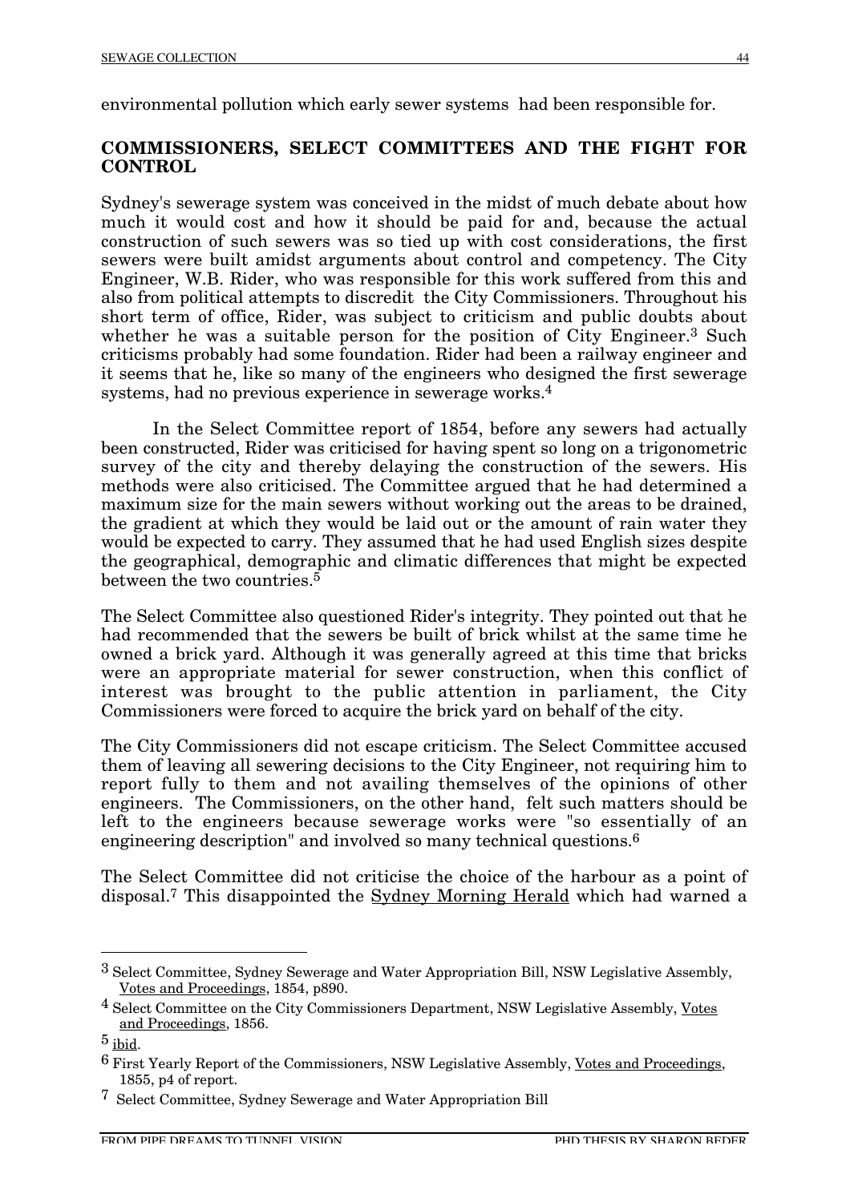environmental pollution which early sewer systems had been responsible for.

## COMMISSIONERS, SELECT COMMITTEES AND THE FIGHT FOR CONTROL

Sydney's sewerage system was conceived in the midst of much debate about how much it would cost and how it should be paid for and, because the actual construction of such sewers was so tied up with cost considerations, the first sewers were built amidst arguments about control and competency. The City Engineer, W.B. Rider, who was responsible for this work suffered from this and also from political attempts to discredit the City Commissioners. Throughout his short term of office, Rider, was subject to criticism and public doubts about whether he was a suitable person for the position of City Engineer.[3] Such criticisms probably had some foundation. Rider had been a railway engineer and it seems that he, like so many of the engineers who designed the first sewerage systems, had no previous experience in sewerage works.[4]

In the Select Committee report of 1854, before any sewers had actually been constructed, Rider was criticised for having spent so long on a trigonometric survey of the city and thereby delaying the construction of the sewers. His methods were also criticised. The Committee argued that he had determined a maximum size for the main sewers without working out the areas to be drained, the gradient at which they would be laid out or the amount of rain water they would be expected to carry. They assumed that he had used English sizes despite the geographical, demographic and climatic differences that might be expected between the two countries.[5]

The Select Committee also questioned Rider's integrity. They pointed out that he had recommended that the sewers be built of brick whilst at the same time he owned a brick yard. Although it was generally agreed at this time that bricks were an appropriate material for sewer construction, when this conflict of interest was brought to the public attention in parliament, the City Commissioners were forced to acquire the brick yard on behalf of the city.

The City Commissioners did not escape criticism. The Select Committee accused them of leaving all sewering decisions to the City Engineer, not requiring him to report fully to them and not availing themselves of the opinions of other engineers. The Commissioners, on the other hand, felt such matters should be left to the engineers because sewerage works were "so essentially of an engineering description" and involved so many technical questions.[6]

The Select Committee did not criticise the choice of the harbour as a point of disposal.[7] This disappointed the Sydney Morning Herald which had warned a

---

[3] Select Committee, Sydney Sewerage and Water Appropriation Bill, NSW Legislative Assembly, Votes and Proceedings, 1854, p890.

[4] Select Committee on the City Commissioners Department, NSW Legislative Assembly, Votes and Proceedings, 1856.

[5] ibid.

[6] First Yearly Report of the Commissioners, NSW Legislative Assembly, Votes and Proceedings, 1855, p4 of report.

[7] Select Committee, Sydney Sewerage and Water Appropriation Bill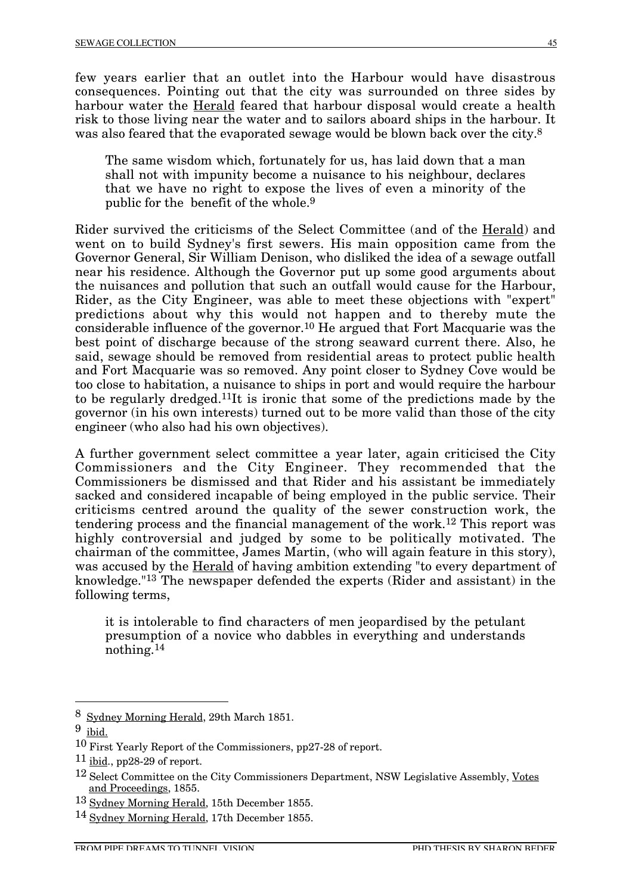few years earlier that an outlet into the Harbour would have disastrous consequences. Pointing out that the city was surrounded on three sides by harbour water the Herald feared that harbour disposal would create a health risk to those living near the water and to sailors aboard ships in the harbour. It was also feared that the evaporated sewage would be blown back over the city.[8]

> The same wisdom which, fortunately for us, has laid down that a man shall not with impunity become a nuisance to his neighbour, declares that we have no right to expose the lives of even a minority of the public for the benefit of the whole.[9]

Rider survived the criticisms of the Select Committee (and of the Herald) and went on to build Sydney's first sewers. His main opposition came from the Governor General, Sir William Denison, who disliked the idea of a sewage outfall near his residence. Although the Governor put up some good arguments about the nuisances and pollution that such an outfall would cause for the Harbour, Rider, as the City Engineer, was able to meet these objections with "expert" predictions about why this would not happen and to thereby mute the considerable influence of the governor.[10] He argued that Fort Macquarie was the best point of discharge because of the strong seaward current there. Also, he said, sewage should be removed from residential areas to protect public health and Fort Macquarie was so removed. Any point closer to Sydney Cove would be too close to habitation, a nuisance to ships in port and would require the harbour to be regularly dredged.[11]It is ironic that some of the predictions made by the governor (in his own interests) turned out to be more valid than those of the city engineer (who also had his own objectives).

A further government select committee a year later, again criticised the City Commissioners and the City Engineer. They recommended that the Commissioners be dismissed and that Rider and his assistant be immediately sacked and considered incapable of being employed in the public service. Their criticisms centred around the quality of the sewer construction work, the tendering process and the financial management of the work.[12] This report was highly controversial and judged by some to be politically motivated. The chairman of the committee, James Martin, (who will again feature in this story), was accused by the Herald of having ambition extending "to every department of knowledge."[13] The newspaper defended the experts (Rider and assistant) in the following terms,

> it is intolerable to find characters of men jeopardised by the petulant presumption of a novice who dabbles in everything and understands nothing.[14]

---

[8] Sydney Morning Herald, 29th March 1851.

[9] ibid.

[10] First Yearly Report of the Commissioners, pp27-28 of report.

[11] ibid., pp28-29 of report.

[12] Select Committee on the City Commissioners Department, NSW Legislative Assembly, Votes and Proceedings, 1855.

[13] Sydney Morning Herald, 15th December 1855.

[14] Sydney Morning Herald, 17th December 1855.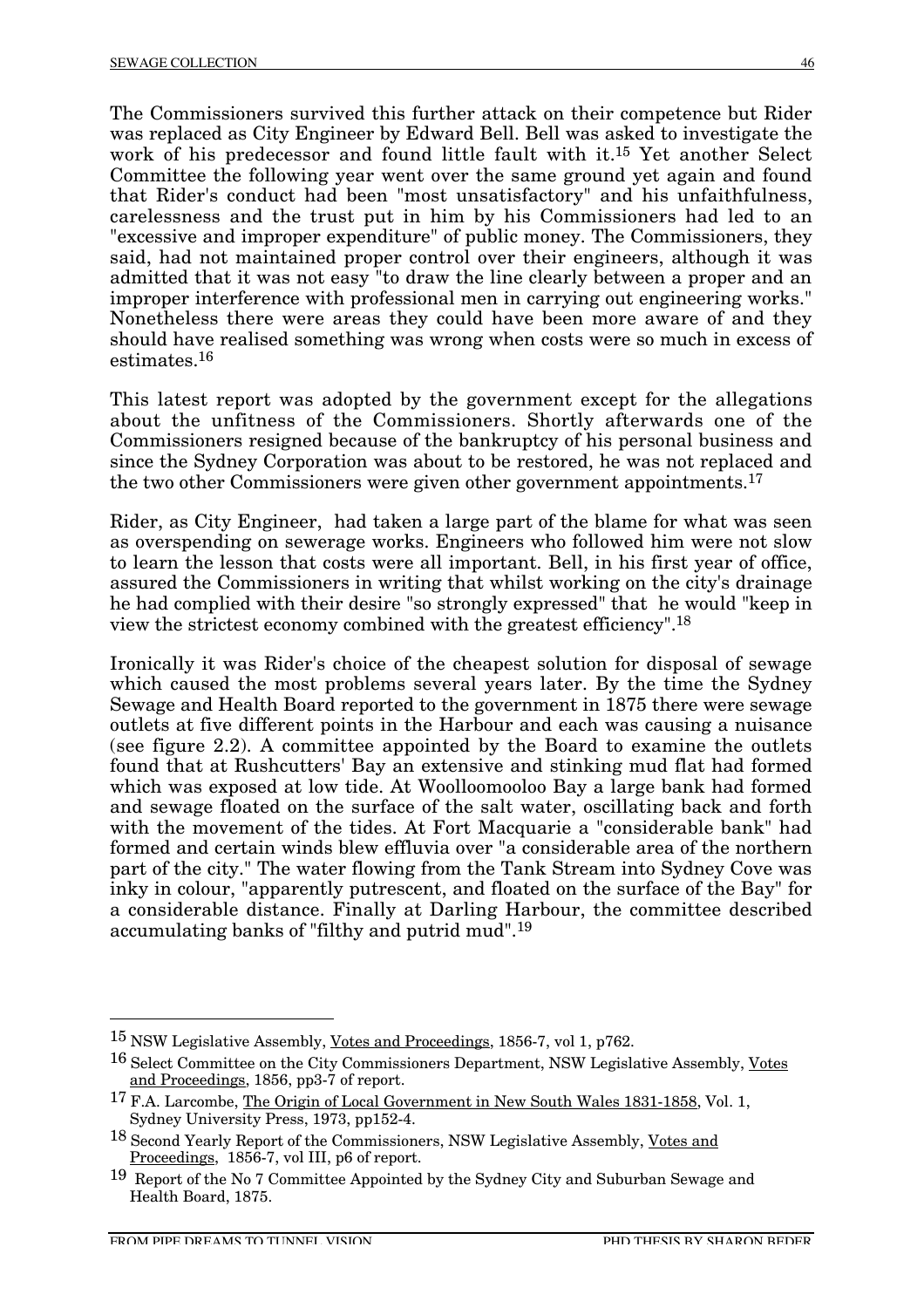The Commissioners survived this further attack on their competence but Rider was replaced as City Engineer by Edward Bell. Bell was asked to investigate the work of his predecessor and found little fault with it.[15] Yet another Select Committee the following year went over the same ground yet again and found that Rider's conduct had been "most unsatisfactory" and his unfaithfulness, carelessness and the trust put in him by his Commissioners had led to an "excessive and improper expenditure" of public money. The Commissioners, they said, had not maintained proper control over their engineers, although it was admitted that it was not easy "to draw the line clearly between a proper and an improper interference with professional men in carrying out engineering works." Nonetheless there were areas they could have been more aware of and they should have realised something was wrong when costs were so much in excess of estimates.[16]

This latest report was adopted by the government except for the allegations about the unfitness of the Commissioners. Shortly afterwards one of the Commissioners resigned because of the bankruptcy of his personal business and since the Sydney Corporation was about to be restored, he was not replaced and the two other Commissioners were given other government appointments.[17]

Rider, as City Engineer, had taken a large part of the blame for what was seen as overspending on sewerage works. Engineers who followed him were not slow to learn the lesson that costs were all important. Bell, in his first year of office, assured the Commissioners in writing that whilst working on the city's drainage he had complied with their desire "so strongly expressed" that he would "keep in view the strictest economy combined with the greatest efficiency".[18]

Ironically it was Rider's choice of the cheapest solution for disposal of sewage which caused the most problems several years later. By the time the Sydney Sewage and Health Board reported to the government in 1875 there were sewage outlets at five different points in the Harbour and each was causing a nuisance (see figure 2.2). A committee appointed by the Board to examine the outlets found that at Rushcutters' Bay an extensive and stinking mud flat had formed which was exposed at low tide. At Woolloomooloo Bay a large bank had formed and sewage floated on the surface of the salt water, oscillating back and forth with the movement of the tides. At Fort Macquarie a "considerable bank" had formed and certain winds blew effluvia over "a considerable area of the northern part of the city." The water flowing from the Tank Stream into Sydney Cove was inky in colour, "apparently putrescent, and floated on the surface of the Bay" for a considerable distance. Finally at Darling Harbour, the committee described accumulating banks of "filthy and putrid mud".[19]

---

[15] NSW Legislative Assembly, Votes and Proceedings, 1856-7, vol 1, p762.

[16] Select Committee on the City Commissioners Department, NSW Legislative Assembly, Votes and Proceedings, 1856, pp3-7 of report.

[17] F.A. Larcombe, The Origin of Local Government in New South Wales 1831-1858, Vol. 1, Sydney University Press, 1973, pp152-4.

[18] Second Yearly Report of the Commissioners, NSW Legislative Assembly, Votes and Proceedings, 1856-7, vol III, p6 of report.

[19] Report of the No 7 Committee Appointed by the Sydney City and Suburban Sewage and Health Board, 1875.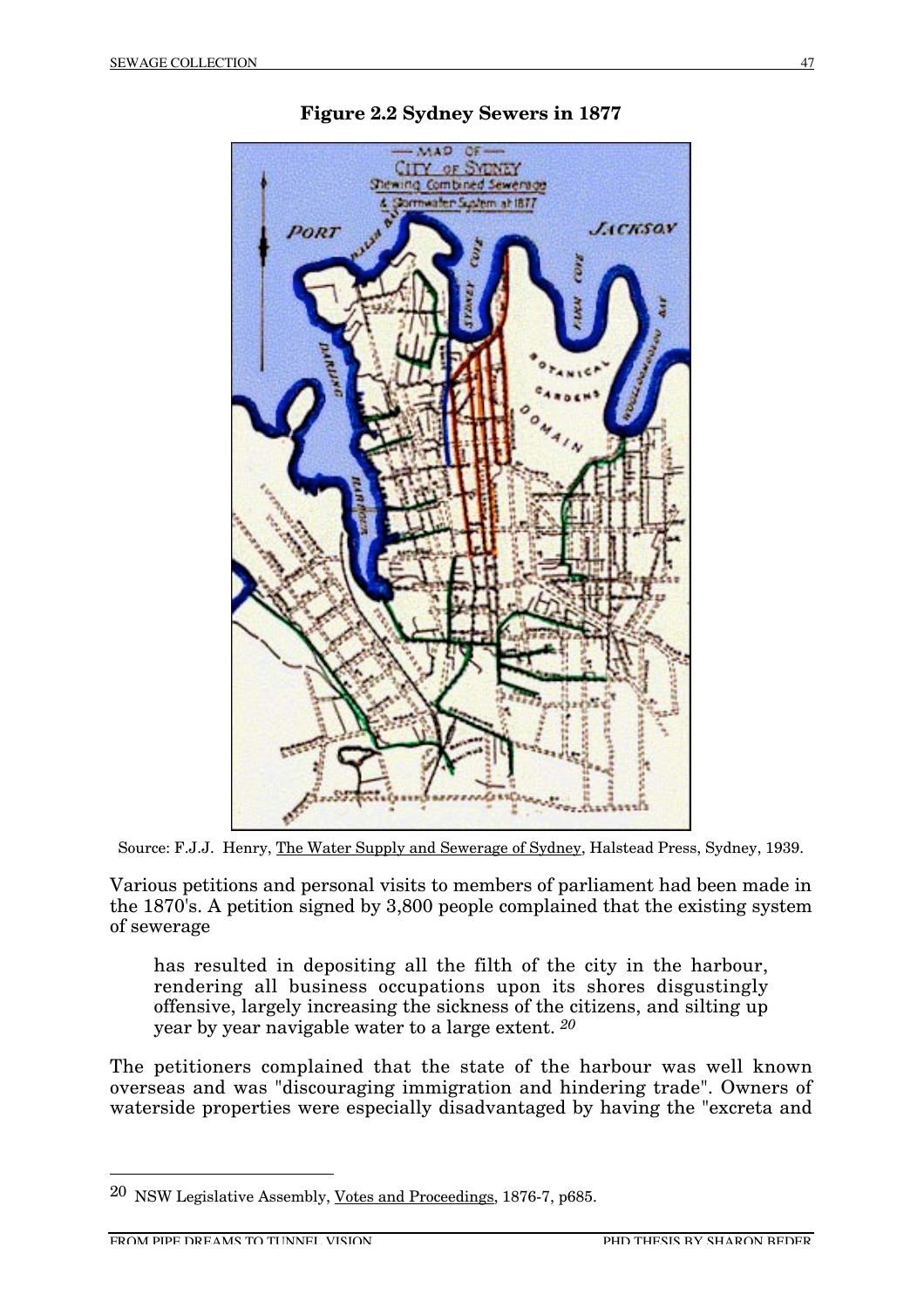**Figure 2.2 Sydney Sewers in 1877**

Source: F.J.J. Henry, The Water Supply and Sewerage of Sydney, Halstead Press, Sydney, 1939.

Various petitions and personal visits to members of parliament had been made in the 1870's. A petition signed by 3,800 people complained that the existing system of sewerage

> has resulted in depositing all the filth of the city in the harbour, rendering all business occupations upon its shores disgustingly offensive, largely increasing the sickness of the citizens, and silting up year by year navigable water to a large extent. [20]

The petitioners complained that the state of the harbour was well known overseas and was "discouraging immigration and hindering trade". Owners of waterside properties were especially disadvantaged by having the "excreta and

---

[20] NSW Legislative Assembly, Votes and Proceedings, 1876-7, p685.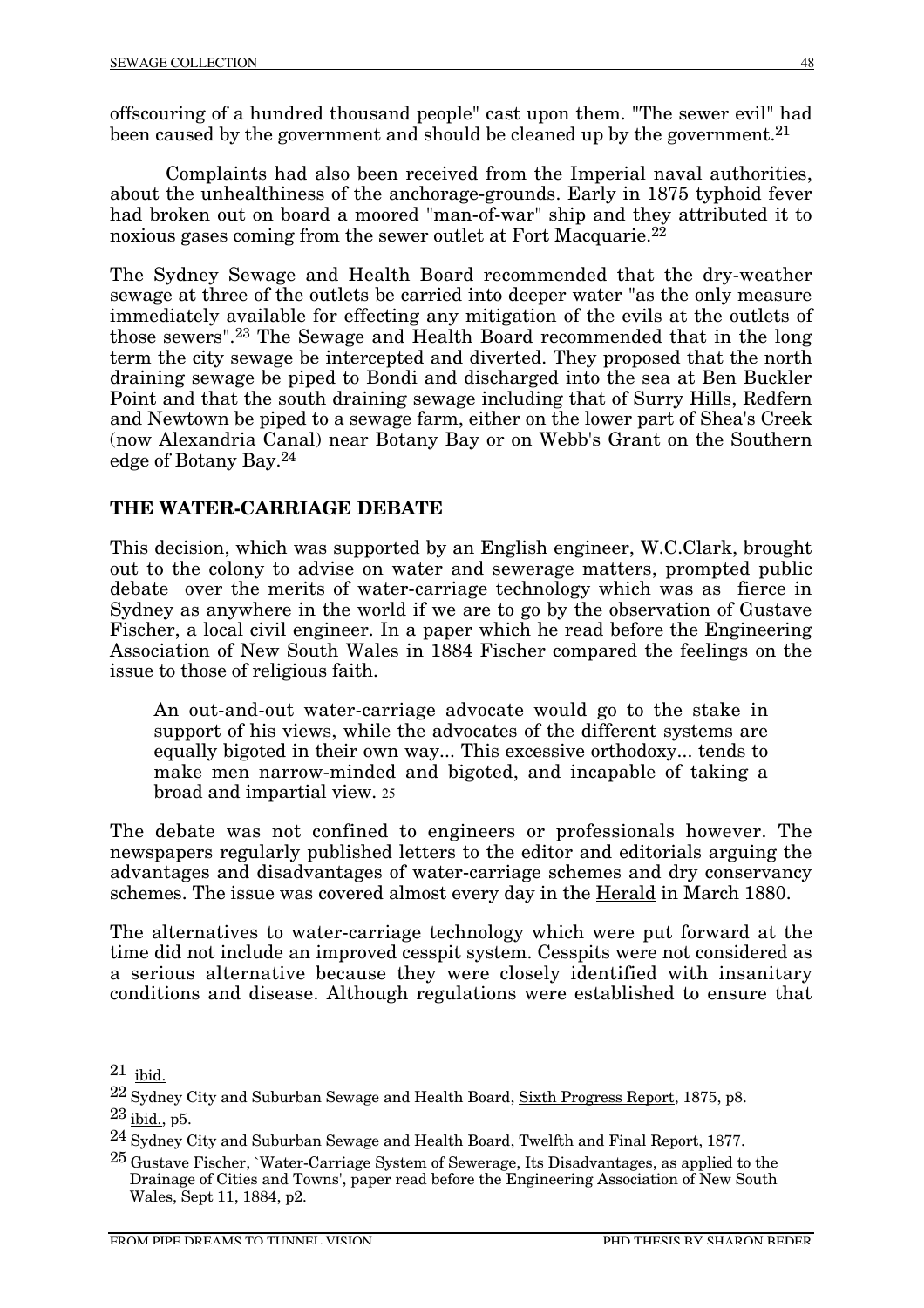offscouring of a hundred thousand people" cast upon them. "The sewer evil" had been caused by the government and should be cleaned up by the government.[21]

Complaints had also been received from the Imperial naval authorities, about the unhealthiness of the anchorage-grounds. Early in 1875 typhoid fever had broken out on board a moored "man-of-war" ship and they attributed it to noxious gases coming from the sewer outlet at Fort Macquarie.[22]

The Sydney Sewage and Health Board recommended that the dry-weather sewage at three of the outlets be carried into deeper water "as the only measure immediately available for effecting any mitigation of the evils at the outlets of those sewers".[23] The Sewage and Health Board recommended that in the long term the city sewage be intercepted and diverted. They proposed that the north draining sewage be piped to Bondi and discharged into the sea at Ben Buckler Point and that the south draining sewage including that of Surry Hills, Redfern and Newtown be piped to a sewage farm, either on the lower part of Shea's Creek (now Alexandria Canal) near Botany Bay or on Webb's Grant on the Southern edge of Botany Bay.[24]

## THE WATER-CARRIAGE DEBATE

This decision, which was supported by an English engineer, W.C.Clark, brought out to the colony to advise on water and sewerage matters, prompted public debate over the merits of water-carriage technology which was as fierce in Sydney as anywhere in the world if we are to go by the observation of Gustave Fischer, a local civil engineer. In a paper which he read before the Engineering Association of New South Wales in 1884 Fischer compared the feelings on the issue to those of religious faith.

> An out-and-out water-carriage advocate would go to the stake in support of his views, while the advocates of the different systems are equally bigoted in their own way... This excessive orthodoxy... tends to make men narrow-minded and bigoted, and incapable of taking a broad and impartial view. [25]

The debate was not confined to engineers or professionals however. The newspapers regularly published letters to the editor and editorials arguing the advantages and disadvantages of water-carriage schemes and dry conservancy schemes. The issue was covered almost every day in the Herald in March 1880.

The alternatives to water-carriage technology which were put forward at the time did not include an improved cesspit system. Cesspits were not considered as a serious alternative because they were closely identified with insanitary conditions and disease. Although regulations were established to ensure that

---

[21] ibid.

[22] Sydney City and Suburban Sewage and Health Board, Sixth Progress Report, 1875, p8.

[23] ibid., p5.

[24] Sydney City and Suburban Sewage and Health Board, Twelfth and Final Report, 1877.

[25] Gustave Fischer, `Water-Carriage System of Sewerage, Its Disadvantages, as applied to the Drainage of Cities and Towns', paper read before the Engineering Association of New South Wales, Sept 11, 1884, p2.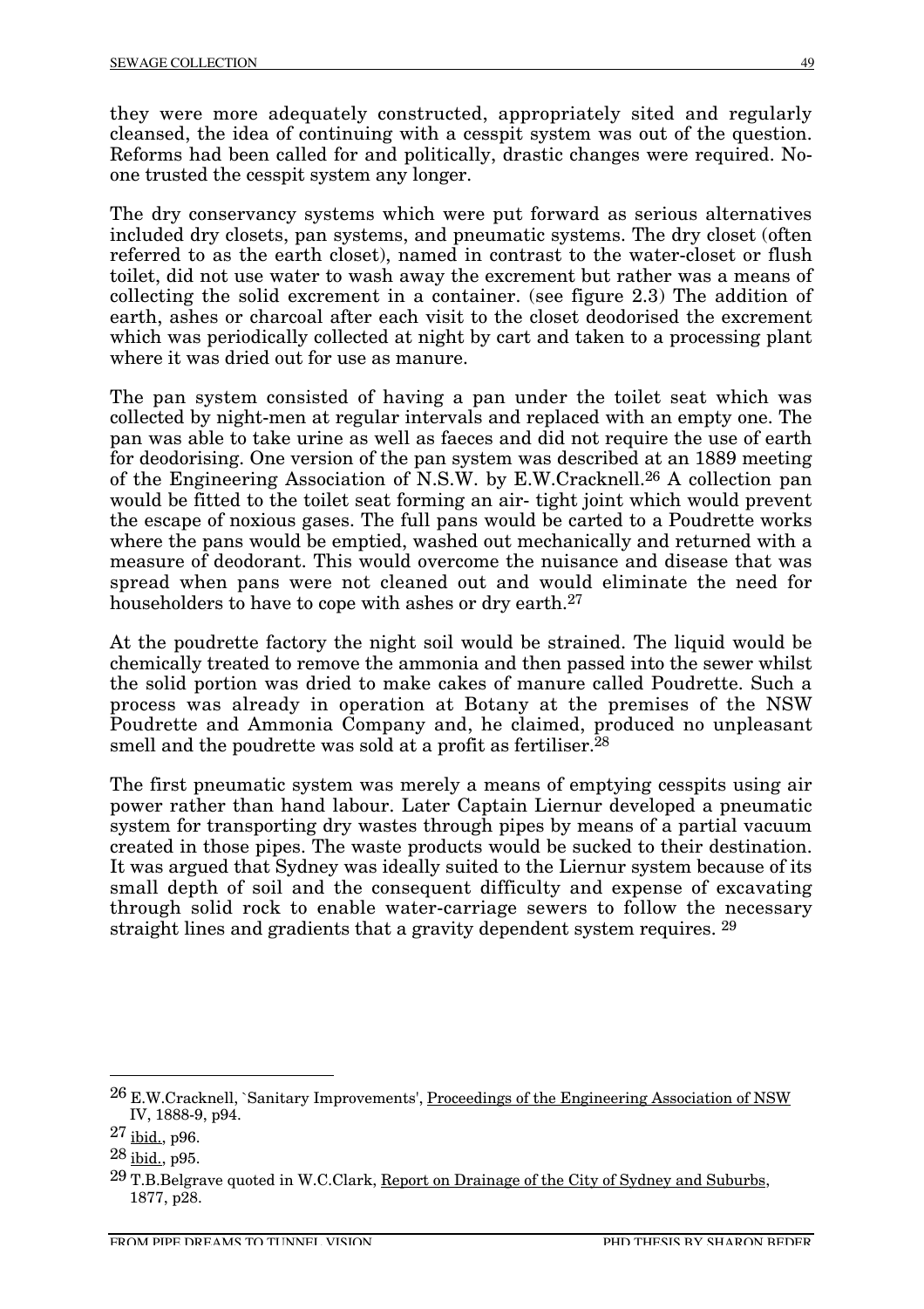they were more adequately constructed, appropriately sited and regularly cleansed, the idea of continuing with a cesspit system was out of the question. Reforms had been called for and politically, drastic changes were required. No-one trusted the cesspit system any longer.

The dry conservancy systems which were put forward as serious alternatives included dry closets, pan systems, and pneumatic systems. The dry closet (often referred to as the earth closet), named in contrast to the water-closet or flush toilet, did not use water to wash away the excrement but rather was a means of collecting the solid excrement in a container. (see figure 2.3) The addition of earth, ashes or charcoal after each visit to the closet deodorised the excrement which was periodically collected at night by cart and taken to a processing plant where it was dried out for use as manure.

The pan system consisted of having a pan under the toilet seat which was collected by night-men at regular intervals and replaced with an empty one. The pan was able to take urine as well as faeces and did not require the use of earth for deodorising. One version of the pan system was described at an 1889 meeting of the Engineering Association of N.S.W. by E.W.Cracknell.[26] A collection pan would be fitted to the toilet seat forming an air- tight joint which would prevent the escape of noxious gases. The full pans would be carted to a Poudrette works where the pans would be emptied, washed out mechanically and returned with a measure of deodorant. This would overcome the nuisance and disease that was spread when pans were not cleaned out and would eliminate the need for householders to have to cope with ashes or dry earth.[27]

At the poudrette factory the night soil would be strained. The liquid would be chemically treated to remove the ammonia and then passed into the sewer whilst the solid portion was dried to make cakes of manure called Poudrette. Such a process was already in operation at Botany at the premises of the NSW Poudrette and Ammonia Company and, he claimed, produced no unpleasant smell and the poudrette was sold at a profit as fertiliser.[28]

The first pneumatic system was merely a means of emptying cesspits using air power rather than hand labour. Later Captain Liernur developed a pneumatic system for transporting dry wastes through pipes by means of a partial vacuum created in those pipes. The waste products would be sucked to their destination. It was argued that Sydney was ideally suited to the Liernur system because of its small depth of soil and the consequent difficulty and expense of excavating through solid rock to enable water-carriage sewers to follow the necessary straight lines and gradients that a gravity dependent system requires. [29]

---

[26] E.W.Cracknell, `Sanitary Improvements', Proceedings of the Engineering Association of NSW IV, 1888-9, p94.

[27] ibid., p96.

[28] ibid., p95.

[29] T.B.Belgrave quoted in W.C.Clark, Report on Drainage of the City of Sydney and Suburbs, 1877, p28.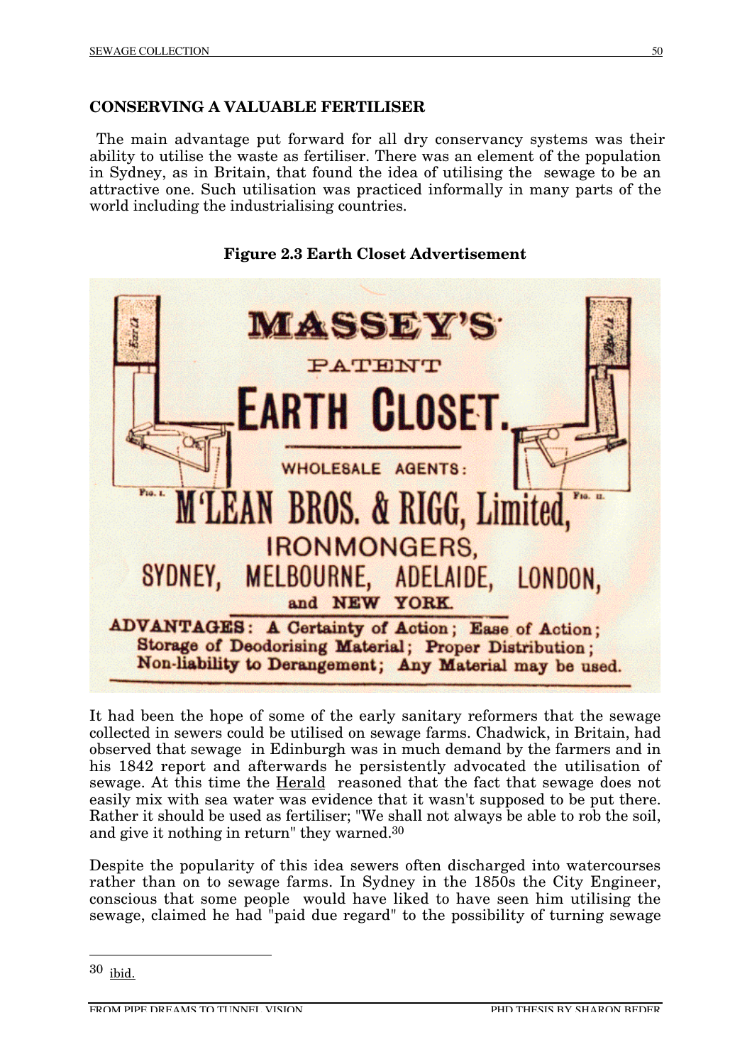## CONSERVING A VALUABLE FERTILISER

The main advantage put forward for all dry conservancy systems was their ability to utilise the waste as fertiliser. There was an element of the population in Sydney, as in Britain, that found the idea of utilising the sewage to be an attractive one. Such utilisation was practiced informally in many parts of the world including the industrialising countries.

**Figure 2.3 Earth Closet Advertisement**

MASSEY'S PATENT EARTH CLOSET.

WHOLESALE AGENTS:

M'LEAN BROS. & RIGG, Limited,

IRONMONGERS,

SYDNEY, MELBOURNE, ADELAIDE, LONDON, and NEW YORK.

**ADVANTAGES: A Certainty of Action; Ease of Action; Storage of Deodorising Material; Proper Distribution; Non-liability to Derangement; Any Material may be used.**

It had been the hope of some of the early sanitary reformers that the sewage collected in sewers could be utilised on sewage farms. Chadwick, in Britain, had observed that sewage in Edinburgh was in much demand by the farmers and in his 1842 report and afterwards he persistently advocated the utilisation of sewage. At this time the Herald reasoned that the fact that sewage does not easily mix with sea water was evidence that it wasn't supposed to be put there. Rather it should be used as fertiliser; "We shall not always be able to rob the soil, and give it nothing in return" they warned.[30]

Despite the popularity of this idea sewers often discharged into watercourses rather than on to sewage farms. In Sydney in the 1850s the City Engineer, conscious that some people would have liked to have seen him utilising the sewage, claimed he had "paid due regard" to the possibility of turning sewage

---

30 ibid.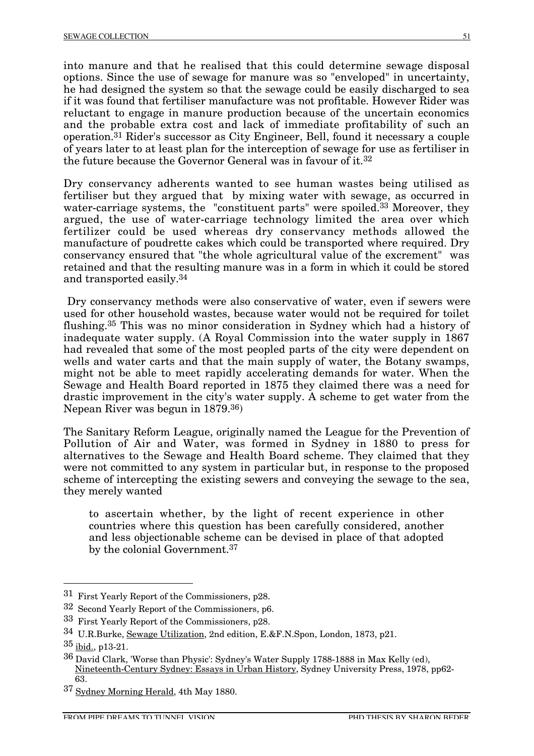into manure and that he realised that this could determine sewage disposal options. Since the use of sewage for manure was so "enveloped" in uncertainty, he had designed the system so that the sewage could be easily discharged to sea if it was found that fertiliser manufacture was not profitable. However Rider was reluctant to engage in manure production because of the uncertain economics and the probable extra cost and lack of immediate profitability of such an operation.[31] Rider's successor as City Engineer, Bell, found it necessary a couple of years later to at least plan for the interception of sewage for use as fertiliser in the future because the Governor General was in favour of it.[32]

Dry conservancy adherents wanted to see human wastes being utilised as fertiliser but they argued that by mixing water with sewage, as occurred in water-carriage systems, the "constituent parts" were spoiled.[33] Moreover, they argued, the use of water-carriage technology limited the area over which fertilizer could be used whereas dry conservancy methods allowed the manufacture of poudrette cakes which could be transported where required. Dry conservancy ensured that "the whole agricultural value of the excrement" was retained and that the resulting manure was in a form in which it could be stored and transported easily.[34]

Dry conservancy methods were also conservative of water, even if sewers were used for other household wastes, because water would not be required for toilet flushing.[35] This was no minor consideration in Sydney which had a history of inadequate water supply. (A Royal Commission into the water supply in 1867 had revealed that some of the most peopled parts of the city were dependent on wells and water carts and that the main supply of water, the Botany swamps, might not be able to meet rapidly accelerating demands for water. When the Sewage and Health Board reported in 1875 they claimed there was a need for drastic improvement in the city's water supply. A scheme to get water from the Nepean River was begun in 1879.[36])

The Sanitary Reform League, originally named the League for the Prevention of Pollution of Air and Water, was formed in Sydney in 1880 to press for alternatives to the Sewage and Health Board scheme. They claimed that they were not committed to any system in particular but, in response to the proposed scheme of intercepting the existing sewers and conveying the sewage to the sea, they merely wanted

> to ascertain whether, by the light of recent experience in other countries where this question has been carefully considered, another and less objectionable scheme can be devised in place of that adopted by the colonial Government.[37]

---

[31] First Yearly Report of the Commissioners, p28.

[32] Second Yearly Report of the Commissioners, p6.

[33] First Yearly Report of the Commissioners, p28.

[34] U.R.Burke, Sewage Utilization, 2nd edition, E.&F.N.Spon, London, 1873, p21.

[35] ibid., p13-21.

[36] David Clark, 'Worse than Physic': Sydney's Water Supply 1788-1888 in Max Kelly (ed), Nineteenth-Century Sydney: Essays in Urban History, Sydney University Press, 1978, pp62-63.

[37] Sydney Morning Herald, 4th May 1880.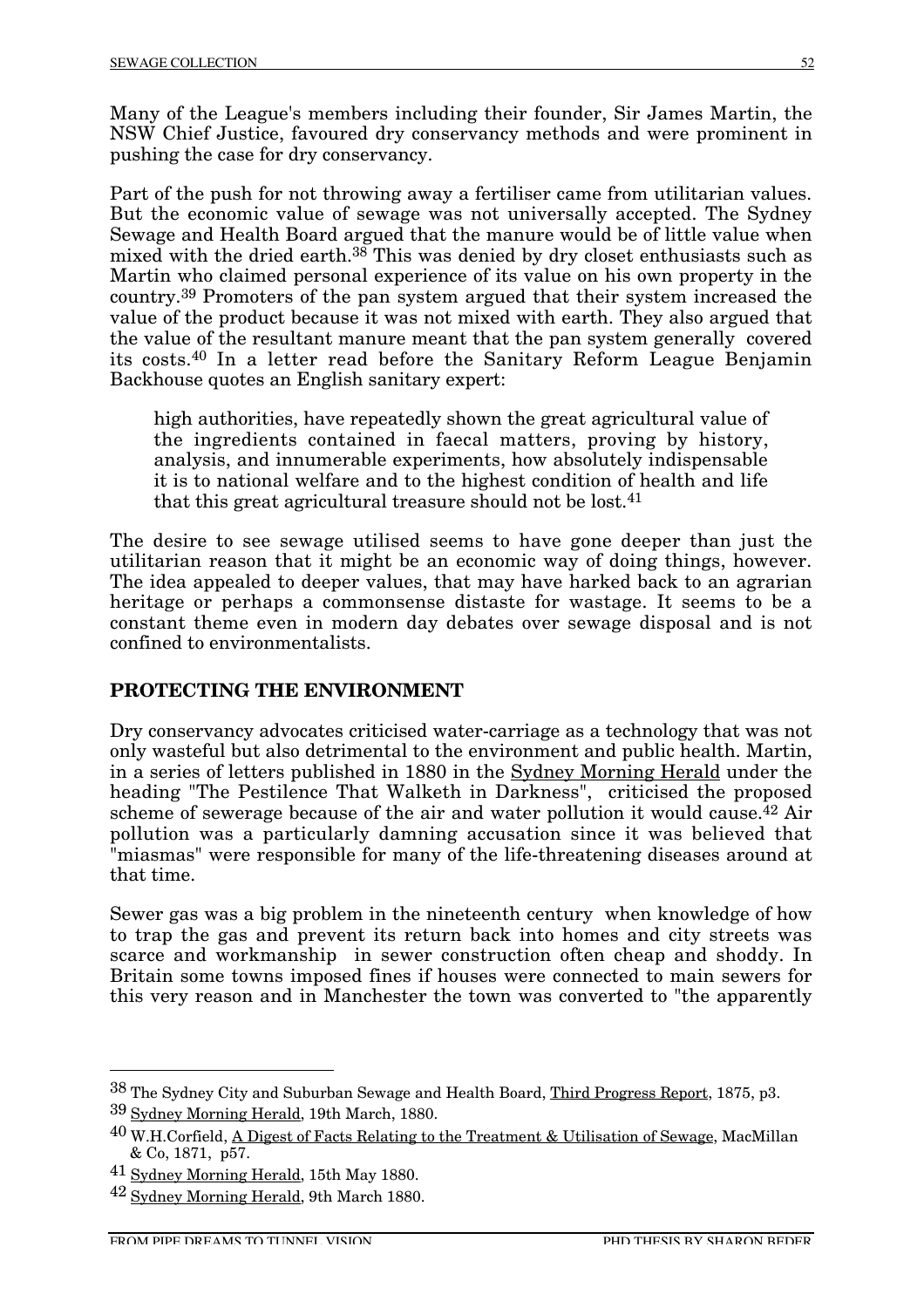Many of the League's members including their founder, Sir James Martin, the NSW Chief Justice, favoured dry conservancy methods and were prominent in pushing the case for dry conservancy.

Part of the push for not throwing away a fertiliser came from utilitarian values. But the economic value of sewage was not universally accepted. The Sydney Sewage and Health Board argued that the manure would be of little value when mixed with the dried earth.[38] This was denied by dry closet enthusiasts such as Martin who claimed personal experience of its value on his own property in the country.[39] Promoters of the pan system argued that their system increased the value of the product because it was not mixed with earth. They also argued that the value of the resultant manure meant that the pan system generally covered its costs.[40] In a letter read before the Sanitary Reform League Benjamin Backhouse quotes an English sanitary expert:

> high authorities, have repeatedly shown the great agricultural value of the ingredients contained in faecal matters, proving by history, analysis, and innumerable experiments, how absolutely indispensable it is to national welfare and to the highest condition of health and life that this great agricultural treasure should not be lost.[41]

The desire to see sewage utilised seems to have gone deeper than just the utilitarian reason that it might be an economic way of doing things, however. The idea appealed to deeper values, that may have harked back to an agrarian heritage or perhaps a commonsense distaste for wastage. It seems to be a constant theme even in modern day debates over sewage disposal and is not confined to environmentalists.

## PROTECTING THE ENVIRONMENT

Dry conservancy advocates criticised water-carriage as a technology that was not only wasteful but also detrimental to the environment and public health. Martin, in a series of letters published in 1880 in the Sydney Morning Herald under the heading "The Pestilence That Walketh in Darkness", criticised the proposed scheme of sewerage because of the air and water pollution it would cause.[42] Air pollution was a particularly damning accusation since it was believed that "miasmas" were responsible for many of the life-threatening diseases around at that time.

Sewer gas was a big problem in the nineteenth century when knowledge of how to trap the gas and prevent its return back into homes and city streets was scarce and workmanship in sewer construction often cheap and shoddy. In Britain some towns imposed fines if houses were connected to main sewers for this very reason and in Manchester the town was converted to "the apparently

---

[38] The Sydney City and Suburban Sewage and Health Board, Third Progress Report, 1875, p3.

[39] Sydney Morning Herald, 19th March, 1880.

[40] W.H.Corfield, A Digest of Facts Relating to the Treatment & Utilisation of Sewage, MacMillan & Co, 1871, p57.

[41] Sydney Morning Herald, 15th May 1880.

[42] Sydney Morning Herald, 9th March 1880.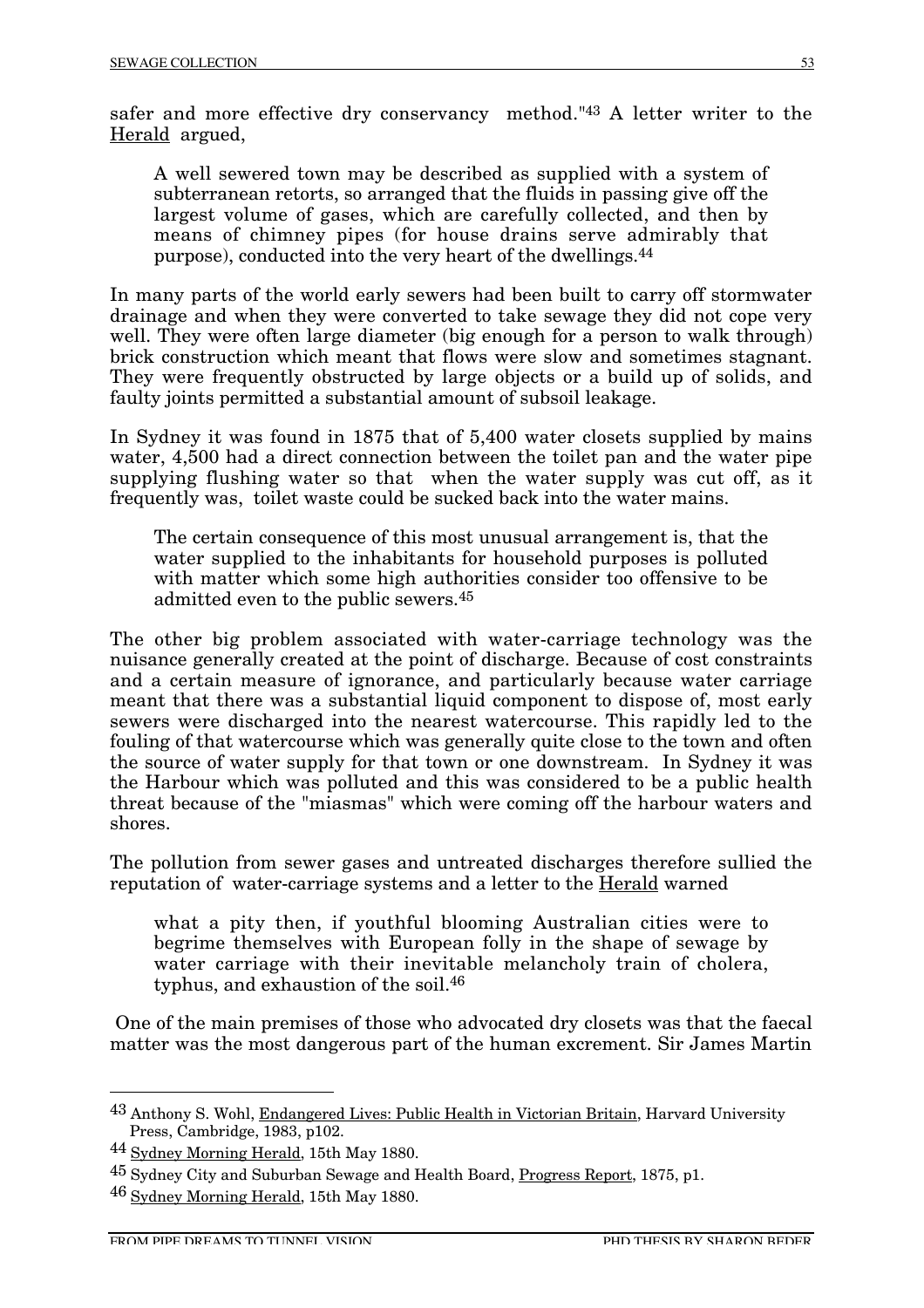safer and more effective dry conservancy method."[43] A letter writer to the Herald argued,

> A well sewered town may be described as supplied with a system of subterranean retorts, so arranged that the fluids in passing give off the largest volume of gases, which are carefully collected, and then by means of chimney pipes (for house drains serve admirably that purpose), conducted into the very heart of the dwellings.[44]

In many parts of the world early sewers had been built to carry off stormwater drainage and when they were converted to take sewage they did not cope very well. They were often large diameter (big enough for a person to walk through) brick construction which meant that flows were slow and sometimes stagnant. They were frequently obstructed by large objects or a build up of solids, and faulty joints permitted a substantial amount of subsoil leakage.

In Sydney it was found in 1875 that of 5,400 water closets supplied by mains water, 4,500 had a direct connection between the toilet pan and the water pipe supplying flushing water so that when the water supply was cut off, as it frequently was, toilet waste could be sucked back into the water mains.

> The certain consequence of this most unusual arrangement is, that the water supplied to the inhabitants for household purposes is polluted with matter which some high authorities consider too offensive to be admitted even to the public sewers.[45]

The other big problem associated with water-carriage technology was the nuisance generally created at the point of discharge. Because of cost constraints and a certain measure of ignorance, and particularly because water carriage meant that there was a substantial liquid component to dispose of, most early sewers were discharged into the nearest watercourse. This rapidly led to the fouling of that watercourse which was generally quite close to the town and often the source of water supply for that town or one downstream. In Sydney it was the Harbour which was polluted and this was considered to be a public health threat because of the "miasmas" which were coming off the harbour waters and shores.

The pollution from sewer gases and untreated discharges therefore sullied the reputation of water-carriage systems and a letter to the Herald warned

> what a pity then, if youthful blooming Australian cities were to begrime themselves with European folly in the shape of sewage by water carriage with their inevitable melancholy train of cholera, typhus, and exhaustion of the soil.[46]

One of the main premises of those who advocated dry closets was that the faecal matter was the most dangerous part of the human excrement. Sir James Martin

---

[43] Anthony S. Wohl, Endangered Lives: Public Health in Victorian Britain, Harvard University Press, Cambridge, 1983, p102.

[44] Sydney Morning Herald, 15th May 1880.

[45] Sydney City and Suburban Sewage and Health Board, Progress Report, 1875, p1.

[46] Sydney Morning Herald, 15th May 1880.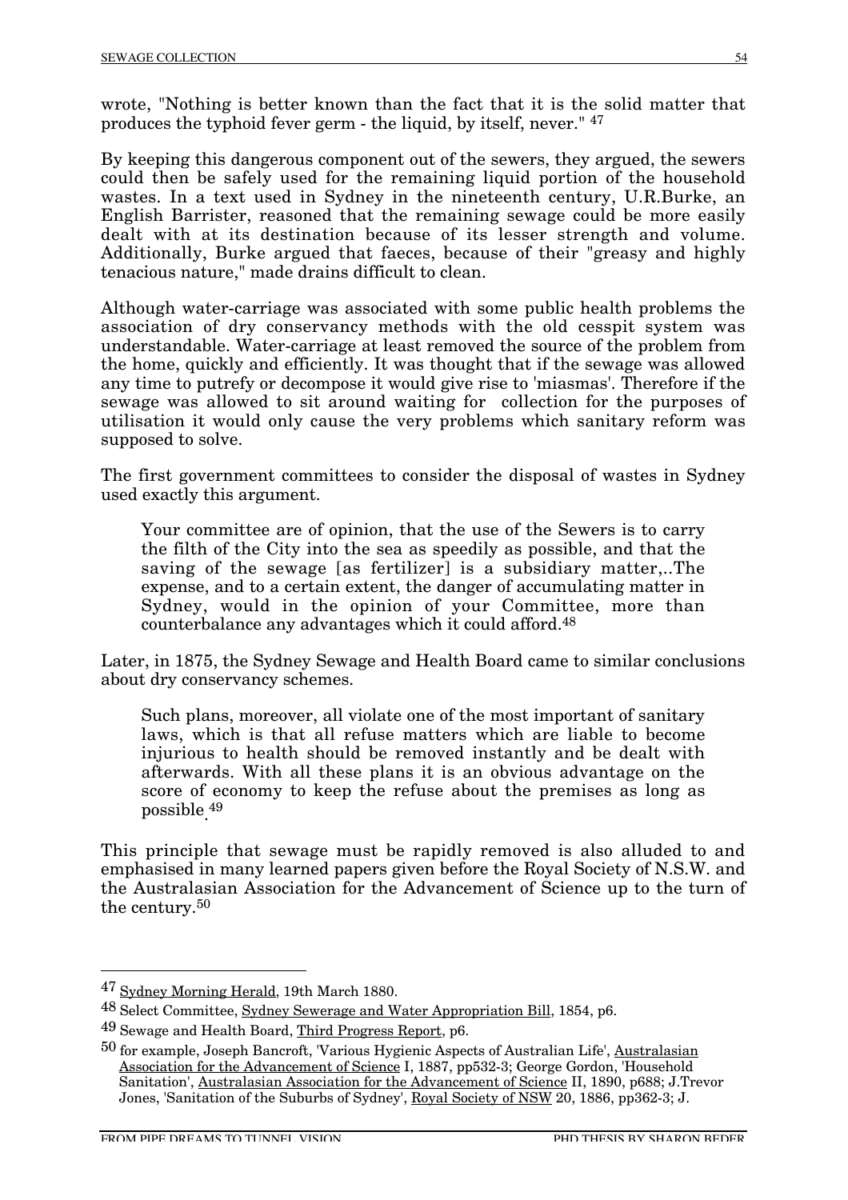wrote, "Nothing is better known than the fact that it is the solid matter that produces the typhoid fever germ - the liquid, by itself, never." [47]

By keeping this dangerous component out of the sewers, they argued, the sewers could then be safely used for the remaining liquid portion of the household wastes. In a text used in Sydney in the nineteenth century, U.R.Burke, an English Barrister, reasoned that the remaining sewage could be more easily dealt with at its destination because of its lesser strength and volume. Additionally, Burke argued that faeces, because of their "greasy and highly tenacious nature," made drains difficult to clean.

Although water-carriage was associated with some public health problems the association of dry conservancy methods with the old cesspit system was understandable. Water-carriage at least removed the source of the problem from the home, quickly and efficiently. It was thought that if the sewage was allowed any time to putrefy or decompose it would give rise to 'miasmas'. Therefore if the sewage was allowed to sit around waiting for collection for the purposes of utilisation it would only cause the very problems which sanitary reform was supposed to solve.

The first government committees to consider the disposal of wastes in Sydney used exactly this argument.

> Your committee are of opinion, that the use of the Sewers is to carry the filth of the City into the sea as speedily as possible, and that the saving of the sewage [as fertilizer] is a subsidiary matter,..The expense, and to a certain extent, the danger of accumulating matter in Sydney, would in the opinion of your Committee, more than counterbalance any advantages which it could afford.[48]

Later, in 1875, the Sydney Sewage and Health Board came to similar conclusions about dry conservancy schemes.

> Such plans, moreover, all violate one of the most important of sanitary laws, which is that all refuse matters which are liable to become injurious to health should be removed instantly and be dealt with afterwards. With all these plans it is an obvious advantage on the score of economy to keep the refuse about the premises as long as possible.[49]

This principle that sewage must be rapidly removed is also alluded to and emphasised in many learned papers given before the Royal Society of N.S.W. and the Australasian Association for the Advancement of Science up to the turn of the century.[50]

---

[47] Sydney Morning Herald, 19th March 1880.

[48] Select Committee, Sydney Sewerage and Water Appropriation Bill, 1854, p6.

[49] Sewage and Health Board, Third Progress Report, p6.

[50] for example, Joseph Bancroft, 'Various Hygienic Aspects of Australian Life', Australasian Association for the Advancement of Science I, 1887, pp532-3; George Gordon, 'Household Sanitation', Australasian Association for the Advancement of Science II, 1890, p688; J.Trevor Jones, 'Sanitation of the Suburbs of Sydney', Royal Society of NSW 20, 1886, pp362-3; J.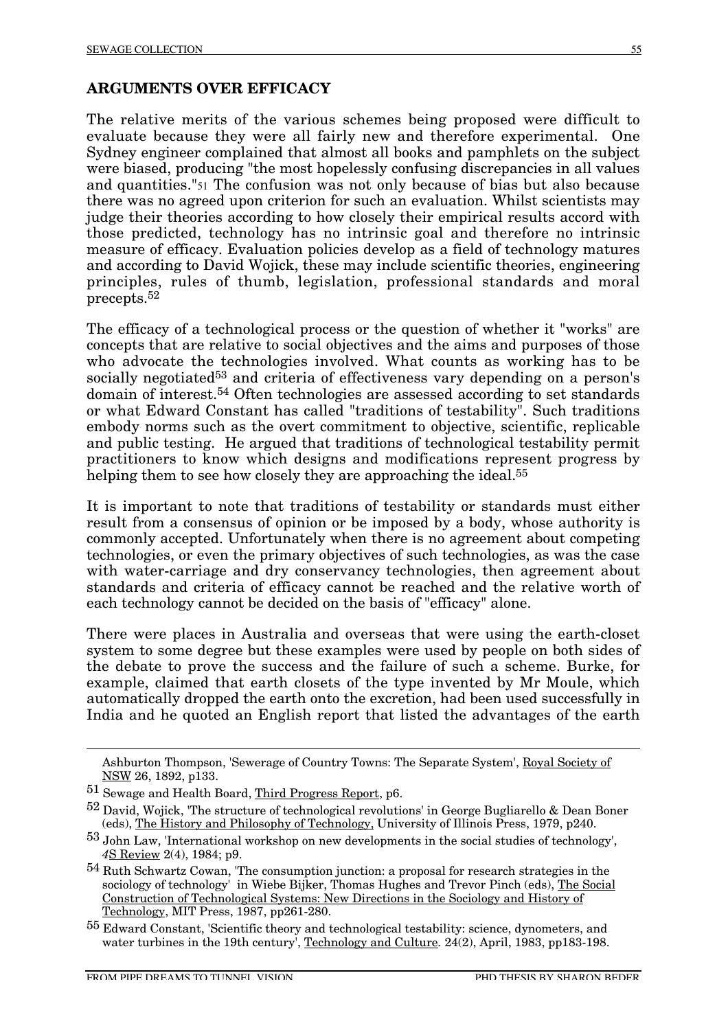## ARGUMENTS OVER EFFICACY

The relative merits of the various schemes being proposed were difficult to evaluate because they were all fairly new and therefore experimental. One Sydney engineer complained that almost all books and pamphlets on the subject were biased, producing "the most hopelessly confusing discrepancies in all values and quantities."[51] The confusion was not only because of bias but also because there was no agreed upon criterion for such an evaluation. Whilst scientists may judge their theories according to how closely their empirical results accord with those predicted, technology has no intrinsic goal and therefore no intrinsic measure of efficacy. Evaluation policies develop as a field of technology matures and according to David Wojick, these may include scientific theories, engineering principles, rules of thumb, legislation, professional standards and moral precepts.[52]

The efficacy of a technological process or the question of whether it "works" are concepts that are relative to social objectives and the aims and purposes of those who advocate the technologies involved. What counts as working has to be socially negotiated[53] and criteria of effectiveness vary depending on a person's domain of interest.[54] Often technologies are assessed according to set standards or what Edward Constant has called "traditions of testability". Such traditions embody norms such as the overt commitment to objective, scientific, replicable and public testing. He argued that traditions of technological testability permit practitioners to know which designs and modifications represent progress by helping them to see how closely they are approaching the ideal.[55]

It is important to note that traditions of testability or standards must either result from a consensus of opinion or be imposed by a body, whose authority is commonly accepted. Unfortunately when there is no agreement about competing technologies, or even the primary objectives of such technologies, as was the case with water-carriage and dry conservancy technologies, then agreement about standards and criteria of efficacy cannot be reached and the relative worth of each technology cannot be decided on the basis of "efficacy" alone.

There were places in Australia and overseas that were using the earth-closet system to some degree but these examples were used by people on both sides of the debate to prove the success and the failure of such a scheme. Burke, for example, claimed that earth closets of the type invented by Mr Moule, which automatically dropped the earth onto the excretion, had been used successfully in India and he quoted an English report that listed the advantages of the earth

---

Ashburton Thompson, 'Sewerage of Country Towns: The Separate System', Royal Society of NSW 26, 1892, p133.

51 Sewage and Health Board, Third Progress Report, p6.

52 David, Wojick, 'The structure of technological revolutions' in George Bugliarello & Dean Boner (eds), The History and Philosophy of Technology, University of Illinois Press, 1979, p240.

53 John Law, 'International workshop on new developments in the social studies of technology', 4S Review 2(4), 1984; p9.

54 Ruth Schwartz Cowan, 'The consumption junction: a proposal for research strategies in the sociology of technology' in Wiebe Bijker, Thomas Hughes and Trevor Pinch (eds), The Social Construction of Technological Systems: New Directions in the Sociology and History of Technology, MIT Press, 1987, pp261-280.

55 Edward Constant, 'Scientific theory and technological testability: science, dynometers, and water turbines in the 19th century', Technology and Culture. 24(2), April, 1983, pp183-198.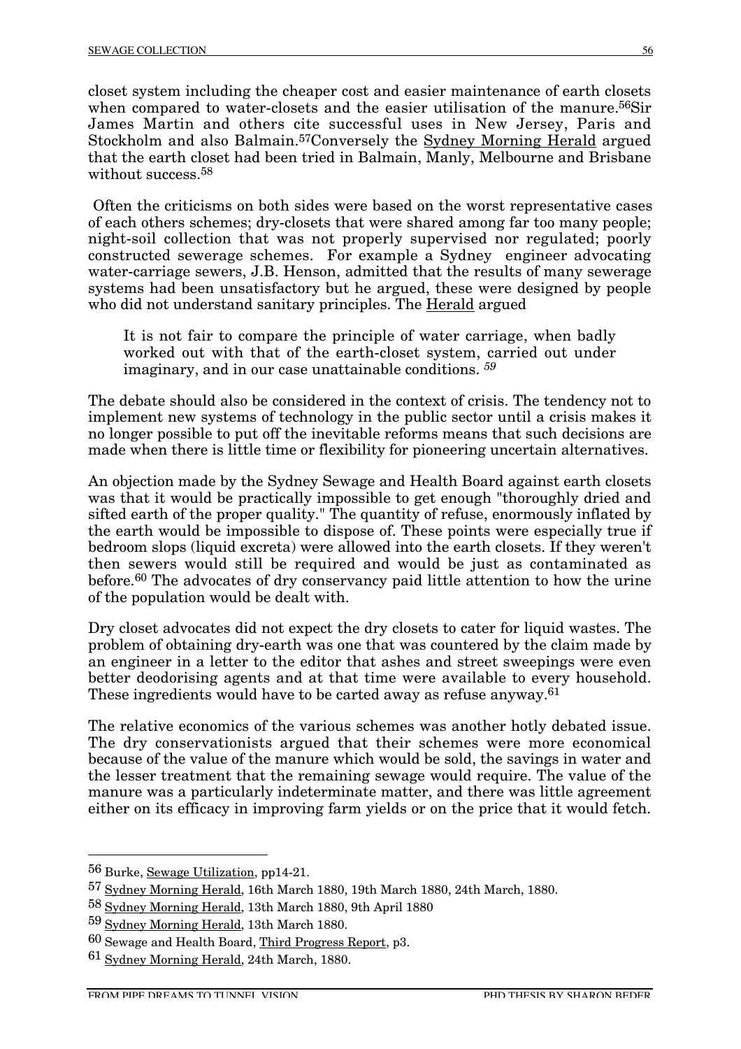closet system including the cheaper cost and easier maintenance of earth closets when compared to water-closets and the easier utilisation of the manure.[56] Sir James Martin and others cite successful uses in New Jersey, Paris and Stockholm and also Balmain.[57] Conversely the Sydney Morning Herald argued that the earth closet had been tried in Balmain, Manly, Melbourne and Brisbane without success.[58]

Often the criticisms on both sides were based on the worst representative cases of each others schemes; dry-closets that were shared among far too many people; night-soil collection that was not properly supervised nor regulated; poorly constructed sewerage schemes. For example a Sydney engineer advocating water-carriage sewers, J.B. Henson, admitted that the results of many sewerage systems had been unsatisfactory but he argued, these were designed by people who did not understand sanitary principles. The Herald argued

> It is not fair to compare the principle of water carriage, when badly worked out with that of the earth-closet system, carried out under imaginary, and in our case unattainable conditions. [59]

The debate should also be considered in the context of crisis. The tendency not to implement new systems of technology in the public sector until a crisis makes it no longer possible to put off the inevitable reforms means that such decisions are made when there is little time or flexibility for pioneering uncertain alternatives.

An objection made by the Sydney Sewage and Health Board against earth closets was that it would be practically impossible to get enough "thoroughly dried and sifted earth of the proper quality." The quantity of refuse, enormously inflated by the earth would be impossible to dispose of. These points were especially true if bedroom slops (liquid excreta) were allowed into the earth closets. If they weren't then sewers would still be required and would be just as contaminated as before.[60] The advocates of dry conservancy paid little attention to how the urine of the population would be dealt with.

Dry closet advocates did not expect the dry closets to cater for liquid wastes. The problem of obtaining dry-earth was one that was countered by the claim made by an engineer in a letter to the editor that ashes and street sweepings were even better deodorising agents and at that time were available to every household. These ingredients would have to be carted away as refuse anyway.[61]

The relative economics of the various schemes was another hotly debated issue. The dry conservationists argued that their schemes were more economical because of the value of the manure which would be sold, the savings in water and the lesser treatment that the remaining sewage would require. The value of the manure was a particularly indeterminate matter, and there was little agreement either on its efficacy in improving farm yields or on the price that it would fetch.

---

[56] Burke, Sewage Utilization, pp14-21.

[57] Sydney Morning Herald, 16th March 1880, 19th March 1880, 24th March, 1880.

[58] Sydney Morning Herald, 13th March 1880, 9th April 1880

[59] Sydney Morning Herald, 13th March 1880.

[60] Sewage and Health Board, Third Progress Report, p3.

[61] Sydney Morning Herald, 24th March, 1880.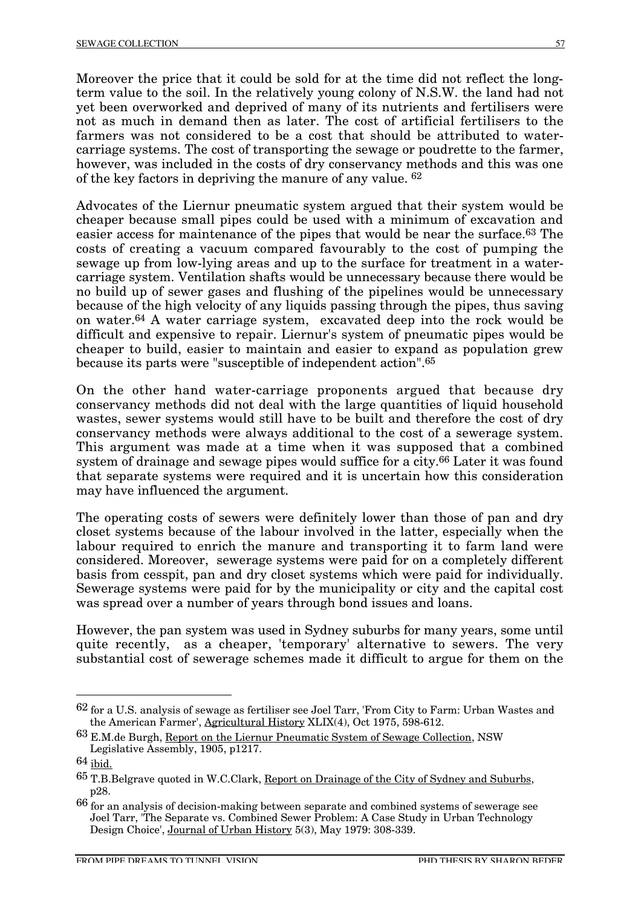Moreover the price that it could be sold for at the time did not reflect the long-term value to the soil. In the relatively young colony of N.S.W. the land had not yet been overworked and deprived of many of its nutrients and fertilisers were not as much in demand then as later. The cost of artificial fertilisers to the farmers was not considered to be a cost that should be attributed to water-carriage systems. The cost of transporting the sewage or poudrette to the farmer, however, was included in the costs of dry conservancy methods and this was one of the key factors in depriving the manure of any value. [62]

Advocates of the Liernur pneumatic system argued that their system would be cheaper because small pipes could be used with a minimum of excavation and easier access for maintenance of the pipes that would be near the surface.[63] The costs of creating a vacuum compared favourably to the cost of pumping the sewage up from low-lying areas and up to the surface for treatment in a water-carriage system. Ventilation shafts would be unnecessary because there would be no build up of sewer gases and flushing of the pipelines would be unnecessary because of the high velocity of any liquids passing through the pipes, thus saving on water.[64] A water carriage system, excavated deep into the rock would be difficult and expensive to repair. Liernur's system of pneumatic pipes would be cheaper to build, easier to maintain and easier to expand as population grew because its parts were "susceptible of independent action".[65]

On the other hand water-carriage proponents argued that because dry conservancy methods did not deal with the large quantities of liquid household wastes, sewer systems would still have to be built and therefore the cost of dry conservancy methods were always additional to the cost of a sewerage system. This argument was made at a time when it was supposed that a combined system of drainage and sewage pipes would suffice for a city.[66] Later it was found that separate systems were required and it is uncertain how this consideration may have influenced the argument.

The operating costs of sewers were definitely lower than those of pan and dry closet systems because of the labour involved in the latter, especially when the labour required to enrich the manure and transporting it to farm land were considered. Moreover, sewerage systems were paid for on a completely different basis from cesspit, pan and dry closet systems which were paid for individually. Sewerage systems were paid for by the municipality or city and the capital cost was spread over a number of years through bond issues and loans.

However, the pan system was used in Sydney suburbs for many years, some until quite recently, as a cheaper, 'temporary' alternative to sewers. The very substantial cost of sewerage schemes made it difficult to argue for them on the

---

[62] for a U.S. analysis of sewage as fertiliser see Joel Tarr, 'From City to Farm: Urban Wastes and the American Farmer', Agricultural History XLIX(4), Oct 1975, 598-612.

[63] E.M.de Burgh, Report on the Liernur Pneumatic System of Sewage Collection, NSW Legislative Assembly, 1905, p1217.

[64] ibid.

[65] T.B.Belgrave quoted in W.C.Clark, Report on Drainage of the City of Sydney and Suburbs, p28.

[66] for an analysis of decision-making between separate and combined systems of sewerage see Joel Tarr, 'The Separate vs. Combined Sewer Problem: A Case Study in Urban Technology Design Choice', Journal of Urban History 5(3), May 1979: 308-339.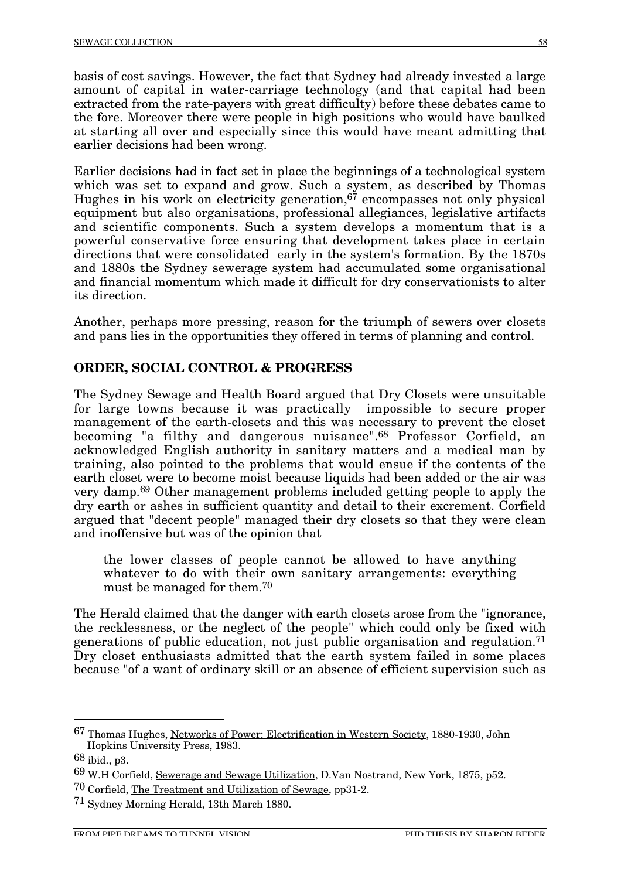basis of cost savings. However, the fact that Sydney had already invested a large amount of capital in water-carriage technology (and that capital had been extracted from the rate-payers with great difficulty) before these debates came to the fore. Moreover there were people in high positions who would have baulked at starting all over and especially since this would have meant admitting that earlier decisions had been wrong.

Earlier decisions had in fact set in place the beginnings of a technological system which was set to expand and grow. Such a system, as described by Thomas Hughes in his work on electricity generation,[67] encompasses not only physical equipment but also organisations, professional allegiances, legislative artifacts and scientific components. Such a system develops a momentum that is a powerful conservative force ensuring that development takes place in certain directions that were consolidated early in the system's formation. By the 1870s and 1880s the Sydney sewerage system had accumulated some organisational and financial momentum which made it difficult for dry conservationists to alter its direction.

Another, perhaps more pressing, reason for the triumph of sewers over closets and pans lies in the opportunities they offered in terms of planning and control.

## ORDER, SOCIAL CONTROL & PROGRESS

The Sydney Sewage and Health Board argued that Dry Closets were unsuitable for large towns because it was practically impossible to secure proper management of the earth-closets and this was necessary to prevent the closet becoming "a filthy and dangerous nuisance".[68] Professor Corfield, an acknowledged English authority in sanitary matters and a medical man by training, also pointed to the problems that would ensue if the contents of the earth closet were to become moist because liquids had been added or the air was very damp.[69] Other management problems included getting people to apply the dry earth or ashes in sufficient quantity and detail to their excrement. Corfield argued that "decent people" managed their dry closets so that they were clean and inoffensive but was of the opinion that

> the lower classes of people cannot be allowed to have anything whatever to do with their own sanitary arrangements: everything must be managed for them.[70]

The Herald claimed that the danger with earth closets arose from the "ignorance, the recklessness, or the neglect of the people" which could only be fixed with generations of public education, not just public organisation and regulation.[71] Dry closet enthusiasts admitted that the earth system failed in some places because "of a want of ordinary skill or an absence of efficient supervision such as

---

[67] Thomas Hughes, Networks of Power: Electrification in Western Society, 1880-1930, John Hopkins University Press, 1983.

[68] ibid., p3.

[69] W.H Corfield, Sewerage and Sewage Utilization, D.Van Nostrand, New York, 1875, p52.

[70] Corfield, The Treatment and Utilization of Sewage, pp31-2.

[71] Sydney Morning Herald, 13th March 1880.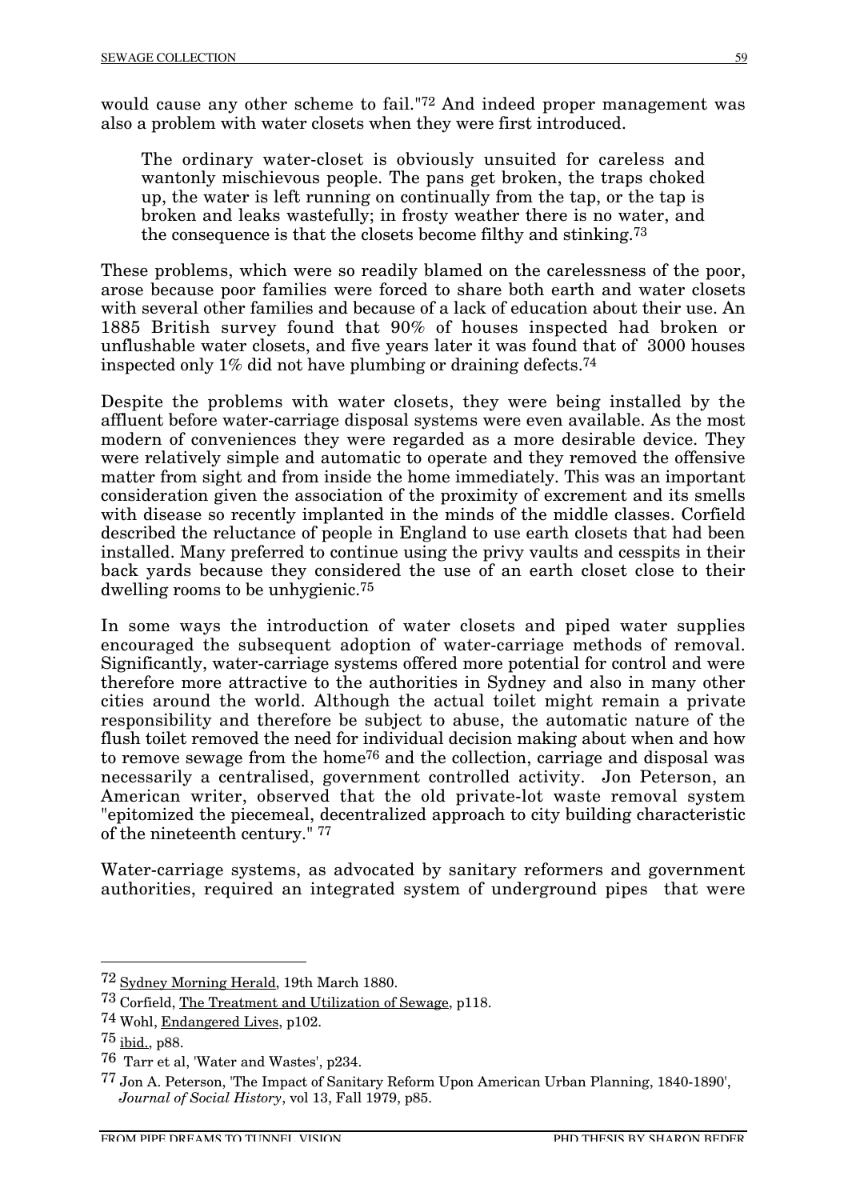would cause any other scheme to fail."[72] And indeed proper management was also a problem with water closets when they were first introduced.

> The ordinary water-closet is obviously unsuited for careless and wantonly mischievous people. The pans get broken, the traps choked up, the water is left running on continually from the tap, or the tap is broken and leaks wastefully; in frosty weather there is no water, and the consequence is that the closets become filthy and stinking.[73]

These problems, which were so readily blamed on the carelessness of the poor, arose because poor families were forced to share both earth and water closets with several other families and because of a lack of education about their use. An 1885 British survey found that 90% of houses inspected had broken or unflushable water closets, and five years later it was found that of 3000 houses inspected only 1% did not have plumbing or draining defects.[74]

Despite the problems with water closets, they were being installed by the affluent before water-carriage disposal systems were even available. As the most modern of conveniences they were regarded as a more desirable device. They were relatively simple and automatic to operate and they removed the offensive matter from sight and from inside the home immediately. This was an important consideration given the association of the proximity of excrement and its smells with disease so recently implanted in the minds of the middle classes. Corfield described the reluctance of people in England to use earth closets that had been installed. Many preferred to continue using the privy vaults and cesspits in their back yards because they considered the use of an earth closet close to their dwelling rooms to be unhygienic.[75]

In some ways the introduction of water closets and piped water supplies encouraged the subsequent adoption of water-carriage methods of removal. Significantly, water-carriage systems offered more potential for control and were therefore more attractive to the authorities in Sydney and also in many other cities around the world. Although the actual toilet might remain a private responsibility and therefore be subject to abuse, the automatic nature of the flush toilet removed the need for individual decision making about when and how to remove sewage from the home[76] and the collection, carriage and disposal was necessarily a centralised, government controlled activity. Jon Peterson, an American writer, observed that the old private-lot waste removal system "epitomized the piecemeal, decentralized approach to city building characteristic of the nineteenth century." [77]

Water-carriage systems, as advocated by sanitary reformers and government authorities, required an integrated system of underground pipes that were

---

[72] Sydney Morning Herald, 19th March 1880.

[73] Corfield, The Treatment and Utilization of Sewage, p118.

[74] Wohl, Endangered Lives, p102.

[75] ibid., p88.

[76] Tarr et al, 'Water and Wastes', p234.

[77] Jon A. Peterson, 'The Impact of Sanitary Reform Upon American Urban Planning, 1840-1890', *Journal of Social History*, vol 13, Fall 1979, p85.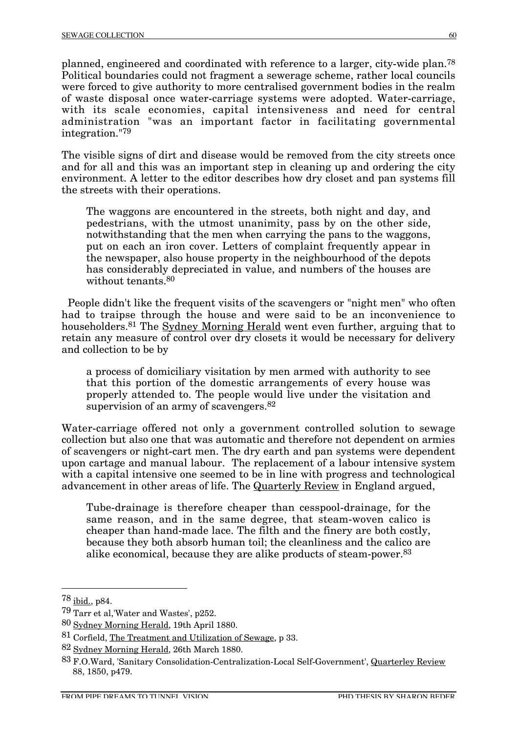planned, engineered and coordinated with reference to a larger, city-wide plan.[78] Political boundaries could not fragment a sewerage scheme, rather local councils were forced to give authority to more centralised government bodies in the realm of waste disposal once water-carriage systems were adopted. Water-carriage, with its scale economies, capital intensiveness and need for central administration "was an important factor in facilitating governmental integration."[79]

The visible signs of dirt and disease would be removed from the city streets once and for all and this was an important step in cleaning up and ordering the city environment. A letter to the editor describes how dry closet and pan systems fill the streets with their operations.

> The waggons are encountered in the streets, both night and day, and pedestrians, with the utmost unanimity, pass by on the other side, notwithstanding that the men when carrying the pans to the waggons, put on each an iron cover. Letters of complaint frequently appear in the newspaper, also house property in the neighbourhood of the depots has considerably depreciated in value, and numbers of the houses are without tenants.[80]

People didn't like the frequent visits of the scavengers or "night men" who often had to traipse through the house and were said to be an inconvenience to householders.[81] The Sydney Morning Herald went even further, arguing that to retain any measure of control over dry closets it would be necessary for delivery and collection to be by

> a process of domiciliary visitation by men armed with authority to see that this portion of the domestic arrangements of every house was properly attended to. The people would live under the visitation and supervision of an army of scavengers.[82]

Water-carriage offered not only a government controlled solution to sewage collection but also one that was automatic and therefore not dependent on armies of scavengers or night-cart men. The dry earth and pan systems were dependent upon cartage and manual labour. The replacement of a labour intensive system with a capital intensive one seemed to be in line with progress and technological advancement in other areas of life. The Quarterly Review in England argued,

> Tube-drainage is therefore cheaper than cesspool-drainage, for the same reason, and in the same degree, that steam-woven calico is cheaper than hand-made lace. The filth and the finery are both costly, because they both absorb human toil; the cleanliness and the calico are alike economical, because they are alike products of steam-power.[83]

---

[78] ibid., p84.

[79] Tarr et al,'Water and Wastes', p252.

[80] Sydney Morning Herald, 19th April 1880.

[81] Corfield, The Treatment and Utilization of Sewage, p 33.

[82] Sydney Morning Herald, 26th March 1880.

[83] F.O.Ward, 'Sanitary Consolidation-Centralization-Local Self-Government', Quarterley Review 88, 1850, p479.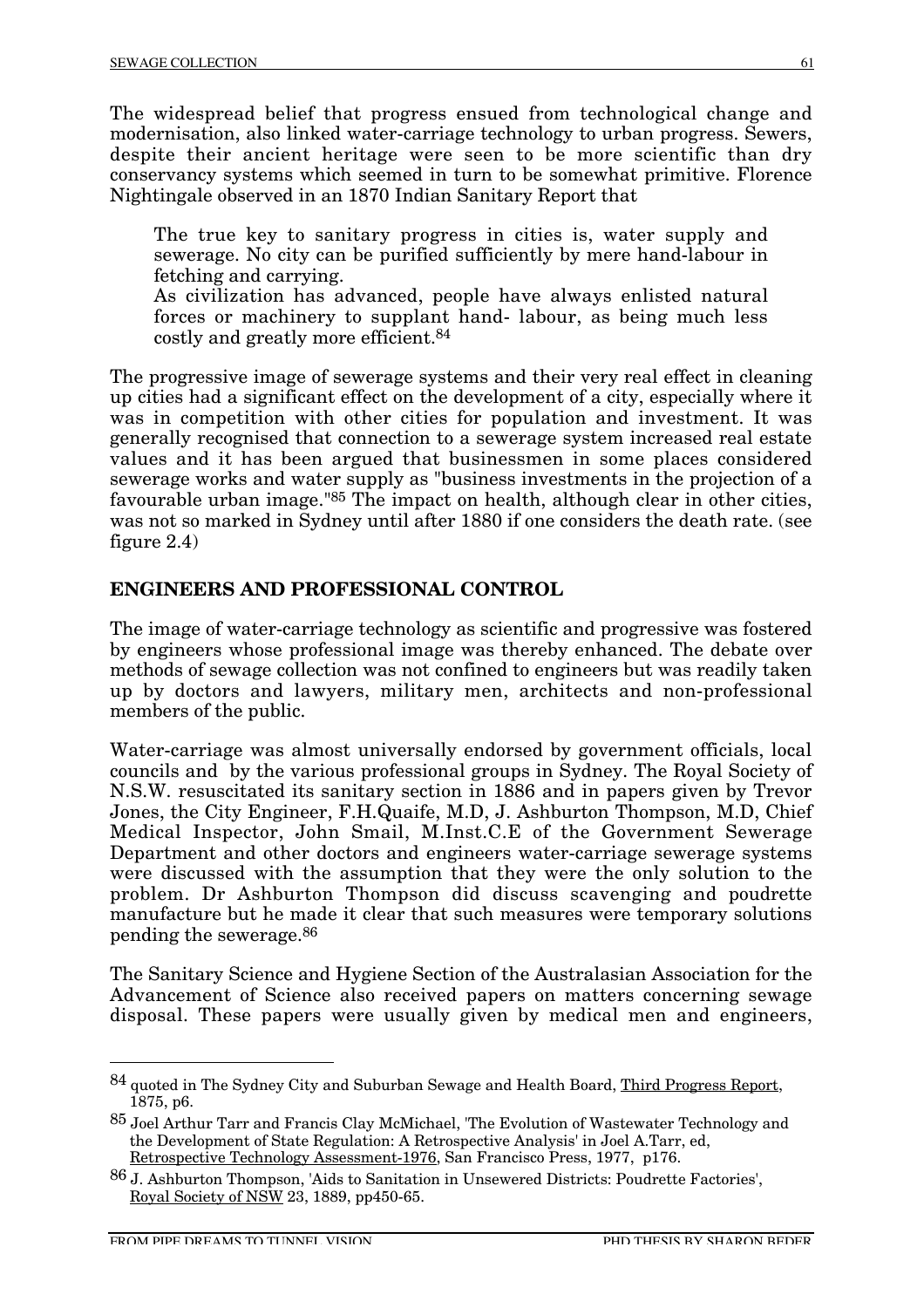The widespread belief that progress ensued from technological change and modernisation, also linked water-carriage technology to urban progress. Sewers, despite their ancient heritage were seen to be more scientific than dry conservancy systems which seemed in turn to be somewhat primitive. Florence Nightingale observed in an 1870 Indian Sanitary Report that

> The true key to sanitary progress in cities is, water supply and sewerage. No city can be purified sufficiently by mere hand-labour in fetching and carrying.
> As civilization has advanced, people have always enlisted natural forces or machinery to supplant hand- labour, as being much less costly and greatly more efficient.[84]

The progressive image of sewerage systems and their very real effect in cleaning up cities had a significant effect on the development of a city, especially where it was in competition with other cities for population and investment. It was generally recognised that connection to a sewerage system increased real estate values and it has been argued that businessmen in some places considered sewerage works and water supply as "business investments in the projection of a favourable urban image."[85] The impact on health, although clear in other cities, was not so marked in Sydney until after 1880 if one considers the death rate. (see figure 2.4)

## ENGINEERS AND PROFESSIONAL CONTROL

The image of water-carriage technology as scientific and progressive was fostered by engineers whose professional image was thereby enhanced. The debate over methods of sewage collection was not confined to engineers but was readily taken up by doctors and lawyers, military men, architects and non-professional members of the public.

Water-carriage was almost universally endorsed by government officials, local councils and by the various professional groups in Sydney. The Royal Society of N.S.W. resuscitated its sanitary section in 1886 and in papers given by Trevor Jones, the City Engineer, F.H.Quaife, M.D, J. Ashburton Thompson, M.D, Chief Medical Inspector, John Smail, M.Inst.C.E of the Government Sewerage Department and other doctors and engineers water-carriage sewerage systems were discussed with the assumption that they were the only solution to the problem. Dr Ashburton Thompson did discuss scavenging and poudrette manufacture but he made it clear that such measures were temporary solutions pending the sewerage.[86]

The Sanitary Science and Hygiene Section of the Australasian Association for the Advancement of Science also received papers on matters concerning sewage disposal. These papers were usually given by medical men and engineers,

---

[84] quoted in The Sydney City and Suburban Sewage and Health Board, Third Progress Report, 1875, p6.

[85] Joel Arthur Tarr and Francis Clay McMichael, 'The Evolution of Wastewater Technology and the Development of State Regulation: A Retrospective Analysis' in Joel A.Tarr, ed, Retrospective Technology Assessment-1976, San Francisco Press, 1977, p176.

[86] J. Ashburton Thompson, 'Aids to Sanitation in Unsewered Districts: Poudrette Factories', Royal Society of NSW 23, 1889, pp450-65.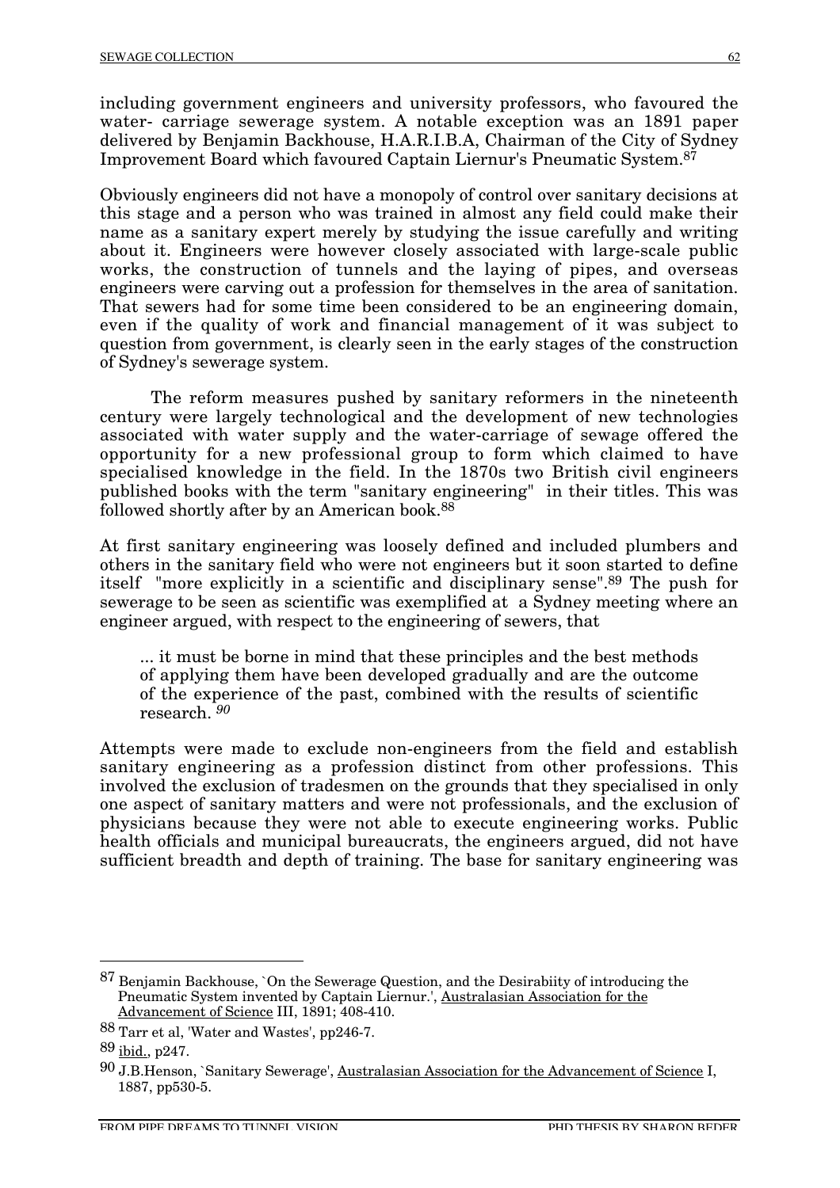including government engineers and university professors, who favoured the water- carriage sewerage system. A notable exception was an 1891 paper delivered by Benjamin Backhouse, H.A.R.I.B.A, Chairman of the City of Sydney Improvement Board which favoured Captain Liernur's Pneumatic System.[87]

Obviously engineers did not have a monopoly of control over sanitary decisions at this stage and a person who was trained in almost any field could make their name as a sanitary expert merely by studying the issue carefully and writing about it. Engineers were however closely associated with large-scale public works, the construction of tunnels and the laying of pipes, and overseas engineers were carving out a profession for themselves in the area of sanitation. That sewers had for some time been considered to be an engineering domain, even if the quality of work and financial management of it was subject to question from government, is clearly seen in the early stages of the construction of Sydney's sewerage system.

The reform measures pushed by sanitary reformers in the nineteenth century were largely technological and the development of new technologies associated with water supply and the water-carriage of sewage offered the opportunity for a new professional group to form which claimed to have specialised knowledge in the field. In the 1870s two British civil engineers published books with the term "sanitary engineering" in their titles. This was followed shortly after by an American book.[88]

At first sanitary engineering was loosely defined and included plumbers and others in the sanitary field who were not engineers but it soon started to define itself "more explicitly in a scientific and disciplinary sense".[89] The push for sewerage to be seen as scientific was exemplified at a Sydney meeting where an engineer argued, with respect to the engineering of sewers, that

> ... it must be borne in mind that these principles and the best methods of applying them have been developed gradually and are the outcome of the experience of the past, combined with the results of scientific research. [90]

Attempts were made to exclude non-engineers from the field and establish sanitary engineering as a profession distinct from other professions. This involved the exclusion of tradesmen on the grounds that they specialised in only one aspect of sanitary matters and were not professionals, and the exclusion of physicians because they were not able to execute engineering works. Public health officials and municipal bureaucrats, the engineers argued, did not have sufficient breadth and depth of training. The base for sanitary engineering was

---

[87] Benjamin Backhouse, `On the Sewerage Question, and the Desirabiity of introducing the Pneumatic System invented by Captain Liernur.', Australasian Association for the Advancement of Science III, 1891; 408-410.

[88] Tarr et al, 'Water and Wastes', pp246-7.

[89] ibid., p247.

[90] J.B.Henson, `Sanitary Sewerage', Australasian Association for the Advancement of Science I, 1887, pp530-5.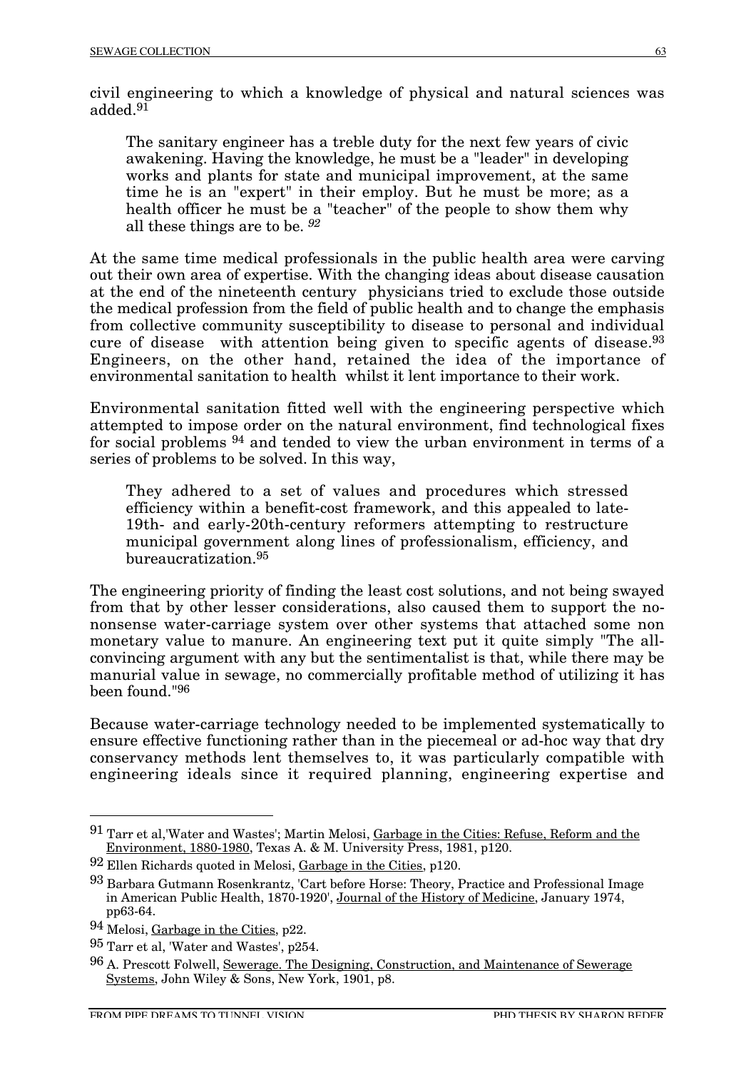civil engineering to which a knowledge of physical and natural sciences was added.[91]

> The sanitary engineer has a treble duty for the next few years of civic awakening. Having the knowledge, he must be a "leader" in developing works and plants for state and municipal improvement, at the same time he is an "expert" in their employ. But he must be more; as a health officer he must be a "teacher" of the people to show them why all these things are to be. [92]

At the same time medical professionals in the public health area were carving out their own area of expertise. With the changing ideas about disease causation at the end of the nineteenth century physicians tried to exclude those outside the medical profession from the field of public health and to change the emphasis from collective community susceptibility to disease to personal and individual cure of disease with attention being given to specific agents of disease.[93] Engineers, on the other hand, retained the idea of the importance of environmental sanitation to health whilst it lent importance to their work.

Environmental sanitation fitted well with the engineering perspective which attempted to impose order on the natural environment, find technological fixes for social problems [94] and tended to view the urban environment in terms of a series of problems to be solved. In this way,

> They adhered to a set of values and procedures which stressed efficiency within a benefit-cost framework, and this appealed to late-19th- and early-20th-century reformers attempting to restructure municipal government along lines of professionalism, efficiency, and bureaucratization.[95]

The engineering priority of finding the least cost solutions, and not being swayed from that by other lesser considerations, also caused them to support the no-nonsense water-carriage system over other systems that attached some non monetary value to manure. An engineering text put it quite simply "The all-convincing argument with any but the sentimentalist is that, while there may be manurial value in sewage, no commercially profitable method of utilizing it has been found."[96]

Because water-carriage technology needed to be implemented systematically to ensure effective functioning rather than in the piecemeal or ad-hoc way that dry conservancy methods lent themselves to, it was particularly compatible with engineering ideals since it required planning, engineering expertise and

---

[91] Tarr et al,'Water and Wastes'; Martin Melosi, Garbage in the Cities: Refuse, Reform and the Environment, 1880-1980, Texas A. & M. University Press, 1981, p120.

[92] Ellen Richards quoted in Melosi, Garbage in the Cities, p120.

[93] Barbara Gutmann Rosenkrantz, 'Cart before Horse: Theory, Practice and Professional Image in American Public Health, 1870-1920', Journal of the History of Medicine, January 1974, pp63-64.

[94] Melosi, Garbage in the Cities, p22.

[95] Tarr et al, 'Water and Wastes', p254.

[96] A. Prescott Folwell, Sewerage. The Designing, Construction, and Maintenance of Sewerage Systems, John Wiley & Sons, New York, 1901, p8.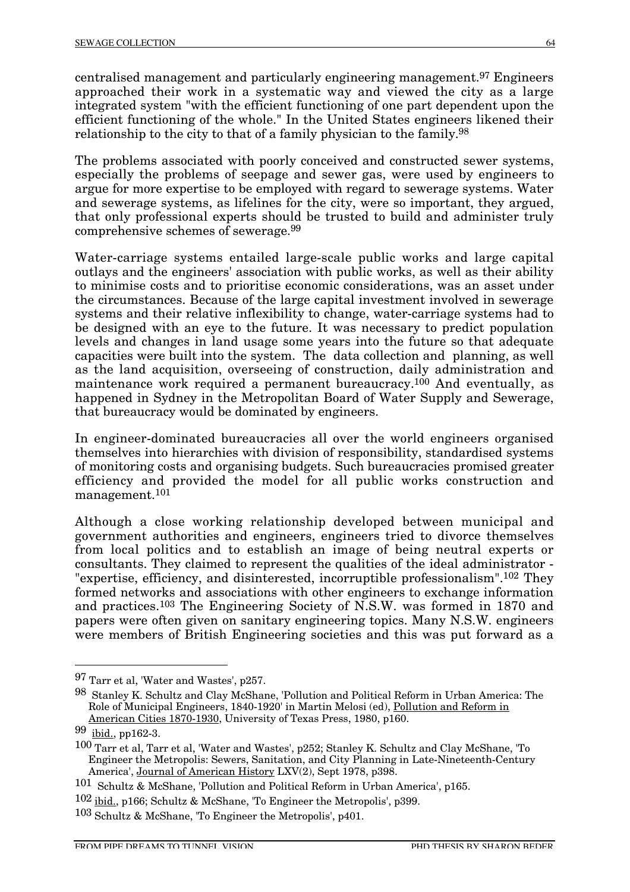centralised management and particularly engineering management.[97] Engineers approached their work in a systematic way and viewed the city as a large integrated system "with the efficient functioning of one part dependent upon the efficient functioning of the whole." In the United States engineers likened their relationship to the city to that of a family physician to the family.[98]

The problems associated with poorly conceived and constructed sewer systems, especially the problems of seepage and sewer gas, were used by engineers to argue for more expertise to be employed with regard to sewerage systems. Water and sewerage systems, as lifelines for the city, were so important, they argued, that only professional experts should be trusted to build and administer truly comprehensive schemes of sewerage.[99]

Water-carriage systems entailed large-scale public works and large capital outlays and the engineers' association with public works, as well as their ability to minimise costs and to prioritise economic considerations, was an asset under the circumstances. Because of the large capital investment involved in sewerage systems and their relative inflexibility to change, water-carriage systems had to be designed with an eye to the future. It was necessary to predict population levels and changes in land usage some years into the future so that adequate capacities were built into the system. The data collection and planning, as well as the land acquisition, overseeing of construction, daily administration and maintenance work required a permanent bureaucracy.[100] And eventually, as happened in Sydney in the Metropolitan Board of Water Supply and Sewerage, that bureaucracy would be dominated by engineers.

In engineer-dominated bureaucracies all over the world engineers organised themselves into hierarchies with division of responsibility, standardised systems of monitoring costs and organising budgets. Such bureaucracies promised greater efficiency and provided the model for all public works construction and management.[101]

Although a close working relationship developed between municipal and government authorities and engineers, engineers tried to divorce themselves from local politics and to establish an image of being neutral experts or consultants. They claimed to represent the qualities of the ideal administrator - "expertise, efficiency, and disinterested, incorruptible professionalism".[102] They formed networks and associations with other engineers to exchange information and practices.[103] The Engineering Society of N.S.W. was formed in 1870 and papers were often given on sanitary engineering topics. Many N.S.W. engineers were members of British Engineering societies and this was put forward as a

---

[97] Tarr et al, 'Water and Wastes', p257.

[98] Stanley K. Schultz and Clay McShane, 'Pollution and Political Reform in Urban America: The Role of Municipal Engineers, 1840-1920' in Martin Melosi (ed), Pollution and Reform in American Cities 1870-1930, University of Texas Press, 1980, p160.

[99] ibid., pp162-3.

[100] Tarr et al, Tarr et al, 'Water and Wastes', p252; Stanley K. Schultz and Clay McShane, 'To Engineer the Metropolis: Sewers, Sanitation, and City Planning in Late-Nineteenth-Century America', Journal of American History LXV(2), Sept 1978, p398.

[101] Schultz & McShane, 'Pollution and Political Reform in Urban America', p165.

[102] ibid., p166; Schultz & McShane, 'To Engineer the Metropolis', p399.

[103] Schultz & McShane, 'To Engineer the Metropolis', p401.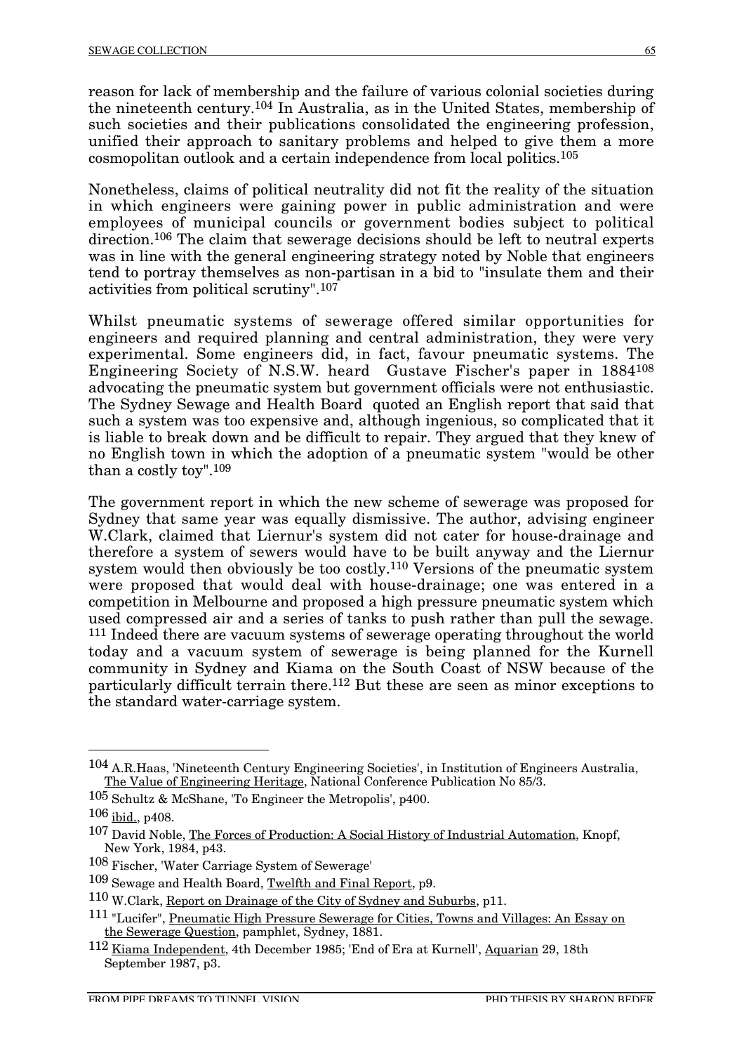reason for lack of membership and the failure of various colonial societies during the nineteenth century.[104] In Australia, as in the United States, membership of such societies and their publications consolidated the engineering profession, unified their approach to sanitary problems and helped to give them a more cosmopolitan outlook and a certain independence from local politics.[105]

Nonetheless, claims of political neutrality did not fit the reality of the situation in which engineers were gaining power in public administration and were employees of municipal councils or government bodies subject to political direction.[106] The claim that sewerage decisions should be left to neutral experts was in line with the general engineering strategy noted by Noble that engineers tend to portray themselves as non-partisan in a bid to "insulate them and their activities from political scrutiny".[107]

Whilst pneumatic systems of sewerage offered similar opportunities for engineers and required planning and central administration, they were very experimental. Some engineers did, in fact, favour pneumatic systems. The Engineering Society of N.S.W. heard Gustave Fischer's paper in 1884[108] advocating the pneumatic system but government officials were not enthusiastic. The Sydney Sewage and Health Board quoted an English report that said that such a system was too expensive and, although ingenious, so complicated that it is liable to break down and be difficult to repair. They argued that they knew of no English town in which the adoption of a pneumatic system "would be other than a costly toy".[109]

The government report in which the new scheme of sewerage was proposed for Sydney that same year was equally dismissive. The author, advising engineer W.Clark, claimed that Liernur's system did not cater for house-drainage and therefore a system of sewers would have to be built anyway and the Liernur system would then obviously be too costly.[110] Versions of the pneumatic system were proposed that would deal with house-drainage; one was entered in a competition in Melbourne and proposed a high pressure pneumatic system which used compressed air and a series of tanks to push rather than pull the sewage.[111] Indeed there are vacuum systems of sewerage operating throughout the world today and a vacuum system of sewerage is being planned for the Kurnell community in Sydney and Kiama on the South Coast of NSW because of the particularly difficult terrain there.[112] But these are seen as minor exceptions to the standard water-carriage system.

---

[104] A.R.Haas, 'Nineteenth Century Engineering Societies', in Institution of Engineers Australia, The Value of Engineering Heritage, National Conference Publication No 85/3.

[105] Schultz & McShane, 'To Engineer the Metropolis', p400.

[106] ibid., p408.

[107] David Noble, The Forces of Production: A Social History of Industrial Automation, Knopf, New York, 1984, p43.

[108] Fischer, 'Water Carriage System of Sewerage'

[109] Sewage and Health Board, Twelfth and Final Report, p9.

[110] W.Clark, Report on Drainage of the City of Sydney and Suburbs, p11.

[111] "Lucifer", Pneumatic High Pressure Sewerage for Cities, Towns and Villages: An Essay on the Sewerage Question, pamphlet, Sydney, 1881.

[112] Kiama Independent, 4th December 1985; 'End of Era at Kurnell', Aquarian 29, 18th September 1987, p3.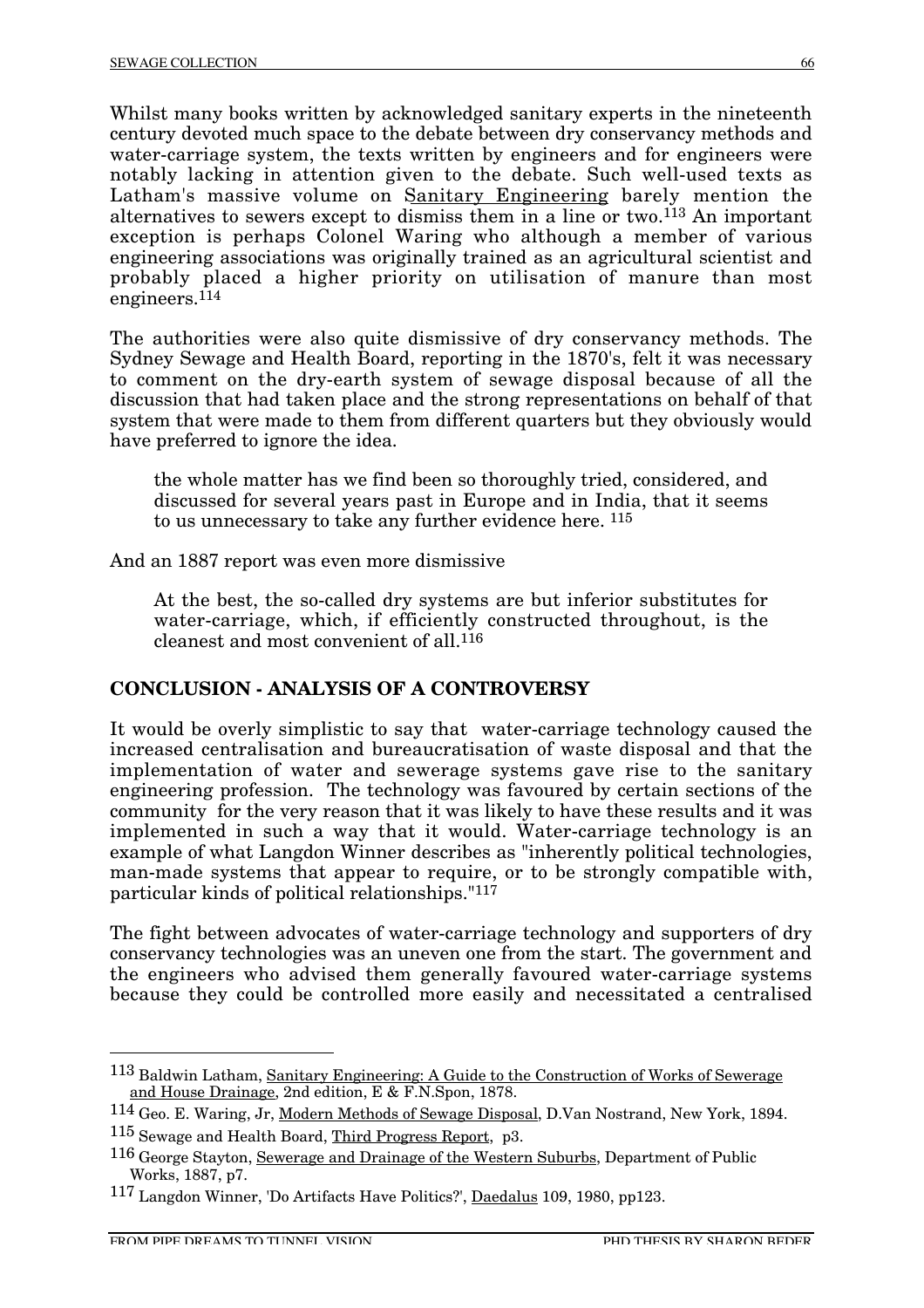Whilst many books written by acknowledged sanitary experts in the nineteenth century devoted much space to the debate between dry conservancy methods and water-carriage system, the texts written by engineers and for engineers were notably lacking in attention given to the debate. Such well-used texts as Latham's massive volume on Sanitary Engineering barely mention the alternatives to sewers except to dismiss them in a line or two.[113] An important exception is perhaps Colonel Waring who although a member of various engineering associations was originally trained as an agricultural scientist and probably placed a higher priority on utilisation of manure than most engineers.[114]

The authorities were also quite dismissive of dry conservancy methods. The Sydney Sewage and Health Board, reporting in the 1870's, felt it was necessary to comment on the dry-earth system of sewage disposal because of all the discussion that had taken place and the strong representations on behalf of that system that were made to them from different quarters but they obviously would have preferred to ignore the idea.

> the whole matter has we find been so thoroughly tried, considered, and discussed for several years past in Europe and in India, that it seems to us unnecessary to take any further evidence here. [115]

And an 1887 report was even more dismissive

> At the best, the so-called dry systems are but inferior substitutes for water-carriage, which, if efficiently constructed throughout, is the cleanest and most convenient of all.[116]

## CONCLUSION - ANALYSIS OF A CONTROVERSY

It would be overly simplistic to say that water-carriage technology caused the increased centralisation and bureaucratisation of waste disposal and that the implementation of water and sewerage systems gave rise to the sanitary engineering profession. The technology was favoured by certain sections of the community for the very reason that it was likely to have these results and it was implemented in such a way that it would. Water-carriage technology is an example of what Langdon Winner describes as "inherently political technologies, man-made systems that appear to require, or to be strongly compatible with, particular kinds of political relationships."[117]

The fight between advocates of water-carriage technology and supporters of dry conservancy technologies was an uneven one from the start. The government and the engineers who advised them generally favoured water-carriage systems because they could be controlled more easily and necessitated a centralised

---

[113] Baldwin Latham, Sanitary Engineering: A Guide to the Construction of Works of Sewerage and House Drainage, 2nd edition, E & F.N.Spon, 1878.

[114] Geo. E. Waring, Jr, Modern Methods of Sewage Disposal, D.Van Nostrand, New York, 1894.

[115] Sewage and Health Board, Third Progress Report, p3.

[116] George Stayton, Sewerage and Drainage of the Western Suburbs, Department of Public Works, 1887, p7.

[117] Langdon Winner, 'Do Artifacts Have Politics?', Daedalus 109, 1980, pp123.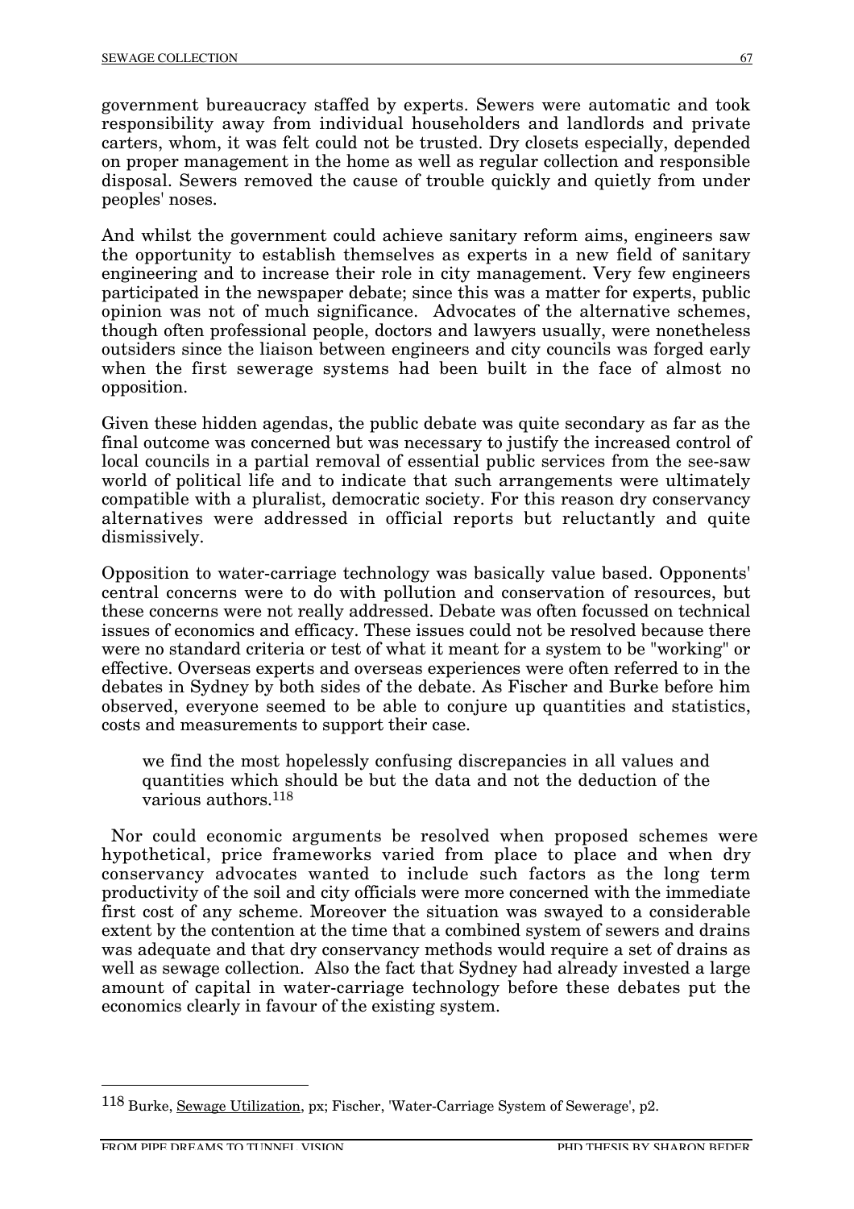government bureaucracy staffed by experts. Sewers were automatic and took responsibility away from individual householders and landlords and private carters, whom, it was felt could not be trusted. Dry closets especially, depended on proper management in the home as well as regular collection and responsible disposal. Sewers removed the cause of trouble quickly and quietly from under peoples' noses.

And whilst the government could achieve sanitary reform aims, engineers saw the opportunity to establish themselves as experts in a new field of sanitary engineering and to increase their role in city management. Very few engineers participated in the newspaper debate; since this was a matter for experts, public opinion was not of much significance. Advocates of the alternative schemes, though often professional people, doctors and lawyers usually, were nonetheless outsiders since the liaison between engineers and city councils was forged early when the first sewerage systems had been built in the face of almost no opposition.

Given these hidden agendas, the public debate was quite secondary as far as the final outcome was concerned but was necessary to justify the increased control of local councils in a partial removal of essential public services from the see-saw world of political life and to indicate that such arrangements were ultimately compatible with a pluralist, democratic society. For this reason dry conservancy alternatives were addressed in official reports but reluctantly and quite dismissively.

Opposition to water-carriage technology was basically value based. Opponents' central concerns were to do with pollution and conservation of resources, but these concerns were not really addressed. Debate was often focussed on technical issues of economics and efficacy. These issues could not be resolved because there were no standard criteria or test of what it meant for a system to be "working" or effective. Overseas experts and overseas experiences were often referred to in the debates in Sydney by both sides of the debate. As Fischer and Burke before him observed, everyone seemed to be able to conjure up quantities and statistics, costs and measurements to support their case.

> we find the most hopelessly confusing discrepancies in all values and quantities which should be but the data and not the deduction of the various authors.[118]

Nor could economic arguments be resolved when proposed schemes were hypothetical, price frameworks varied from place to place and when dry conservancy advocates wanted to include such factors as the long term productivity of the soil and city officials were more concerned with the immediate first cost of any scheme. Moreover the situation was swayed to a considerable extent by the contention at the time that a combined system of sewers and drains was adequate and that dry conservancy methods would require a set of drains as well as sewage collection. Also the fact that Sydney had already invested a large amount of capital in water-carriage technology before these debates put the economics clearly in favour of the existing system.

---

[118] Burke, Sewage Utilization, px; Fischer, 'Water-Carriage System of Sewerage', p2.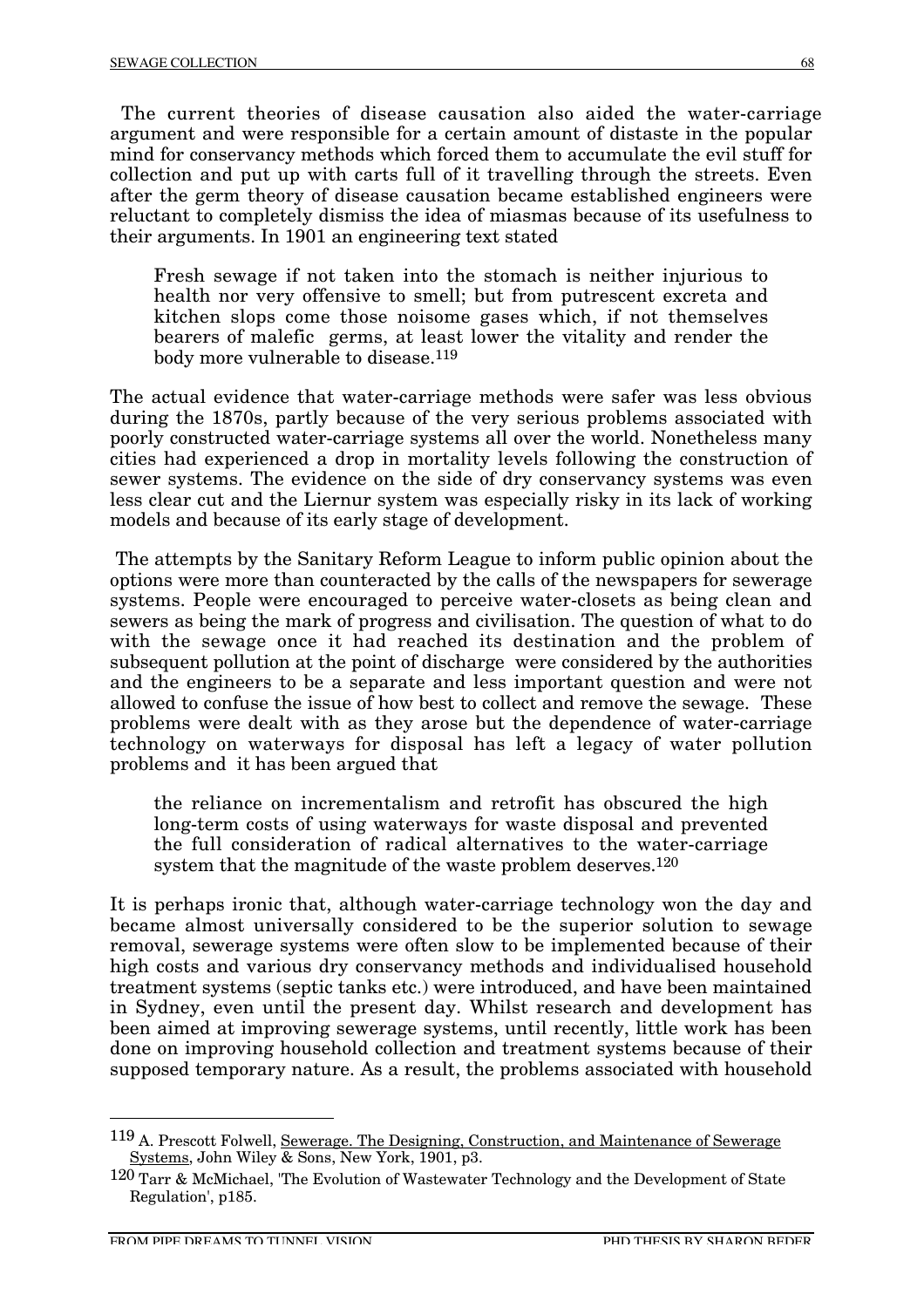The current theories of disease causation also aided the water-carriage argument and were responsible for a certain amount of distaste in the popular mind for conservancy methods which forced them to accumulate the evil stuff for collection and put up with carts full of it travelling through the streets. Even after the germ theory of disease causation became established engineers were reluctant to completely dismiss the idea of miasmas because of its usefulness to their arguments. In 1901 an engineering text stated

> Fresh sewage if not taken into the stomach is neither injurious to health nor very offensive to smell; but from putrescent excreta and kitchen slops come those noisome gases which, if not themselves bearers of malefic germs, at least lower the vitality and render the body more vulnerable to disease.[119]

The actual evidence that water-carriage methods were safer was less obvious during the 1870s, partly because of the very serious problems associated with poorly constructed water-carriage systems all over the world. Nonetheless many cities had experienced a drop in mortality levels following the construction of sewer systems. The evidence on the side of dry conservancy systems was even less clear cut and the Liernur system was especially risky in its lack of working models and because of its early stage of development.

The attempts by the Sanitary Reform League to inform public opinion about the options were more than counteracted by the calls of the newspapers for sewerage systems. People were encouraged to perceive water-closets as being clean and sewers as being the mark of progress and civilisation. The question of what to do with the sewage once it had reached its destination and the problem of subsequent pollution at the point of discharge were considered by the authorities and the engineers to be a separate and less important question and were not allowed to confuse the issue of how best to collect and remove the sewage. These problems were dealt with as they arose but the dependence of water-carriage technology on waterways for disposal has left a legacy of water pollution problems and it has been argued that

> the reliance on incrementalism and retrofit has obscured the high long-term costs of using waterways for waste disposal and prevented the full consideration of radical alternatives to the water-carriage system that the magnitude of the waste problem deserves.[120]

It is perhaps ironic that, although water-carriage technology won the day and became almost universally considered to be the superior solution to sewage removal, sewerage systems were often slow to be implemented because of their high costs and various dry conservancy methods and individualised household treatment systems (septic tanks etc.) were introduced, and have been maintained in Sydney, even until the present day. Whilst research and development has been aimed at improving sewerage systems, until recently, little work has been done on improving household collection and treatment systems because of their supposed temporary nature. As a result, the problems associated with household

---

[119] A. Prescott Folwell, Sewerage. The Designing, Construction, and Maintenance of Sewerage Systems, John Wiley & Sons, New York, 1901, p3.

[120] Tarr & McMichael, 'The Evolution of Wastewater Technology and the Development of State Regulation', p185.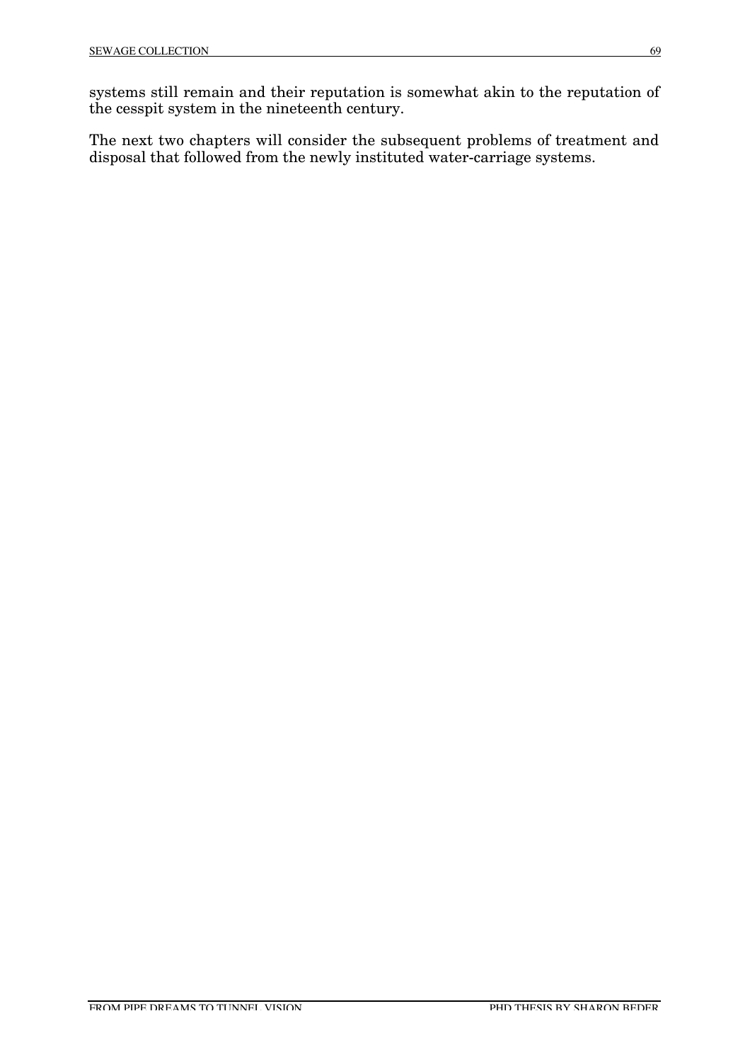systems still remain and their reputation is somewhat akin to the reputation of the cesspit system in the nineteenth century.

The next two chapters will consider the subsequent problems of treatment and disposal that followed from the newly instituted water-carriage systems.